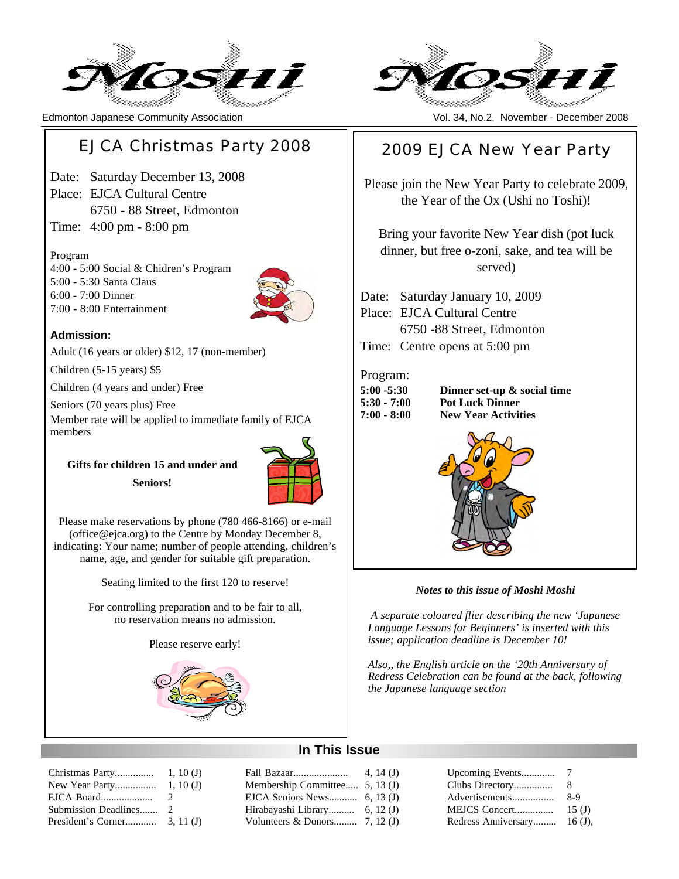# Moshi Moshi

Edmonton Japanese Community Association

Vol. 34, No.2, November - December 2008

## EJCA Christmas Party 2008

Date: Saturday December 13, 2008
Place: EJCA Cultural Centre
6750 - 88 Street, Edmonton
Time: 4:00 pm - 8:00 pm

Program
4:00 - 5:00 Social & Chidren's Program
5:00 - 5:30 Santa Claus
6:00 - 7:00 Dinner
7:00 - 8:00 Entertainment

**Admission:**

Adult (16 years or older) $12, 17 (non-member)

Children (5-15 years) $5

Children (4 years and under) Free

Seniors (70 years plus) Free

Member rate will be applied to immediate family of EJCA members

**Gifts for children 15 and under and Seniors!**

Please make reservations by phone (780 466-8166) or e-mail (office@ejca.org) to the Centre by Monday December 8, indicating: Your name; number of people attending, children's name, age, and gender for suitable gift preparation.

Seating limited to the first 120 to reserve!

For controlling preparation and to be fair to all, no reservation means no admission.

Please reserve early!

## 2009 EJCA New Year Party

Please join the New Year Party to celebrate 2009, the Year of the Ox (Ushi no Toshi)!

Bring your favorite New Year dish (pot luck dinner, but free o-zoni, sake, and tea will be served)

Date: Saturday January 10, 2009
Place: EJCA Cultural Centre
6750 -88 Street, Edmonton
Time: Centre opens at 5:00 pm

Program:

| | |
|---|---|
| **5:00 -5:30** | **Dinner set-up & social time** |
| **5:30 - 7:00** | **Pot Luck Dinner** |
| **7:00 - 8:00** | **New Year Activities** |

***Notes to this issue of Moshi Moshi***

*A separate coloured flier describing the new 'Japanese Language Lessons for Beginners' is inserted with this issue; application deadline is December 10!*

*Also,, the English article on the '20th Anniversary of Redress Celebration can be found at the back, following the Japanese language section*

## In This Issue

| | | | | | |
|---|---|---|---|---|---|
| Christmas Party | 1, 10 (J) | Fall Bazaar | 4, 14 (J) | Upcoming Events | 7 |
| New Year Party | 1, 10 (J) | Membership Committee | 5, 13 (J) | Clubs Directory | 8 |
| EJCA Board | 2 | EJCA Seniors News | 6, 13 (J) | Advertisements | 8-9 |
| Submission Deadlines | 2 | Hirabayashi Library | 6, 12 (J) | MEJCS Concert | 15 (J) |
| President's Corner | 3, 11 (J) | Volunteers & Donors | 7, 12 (J) | Redress Anniversary | 16 (J), |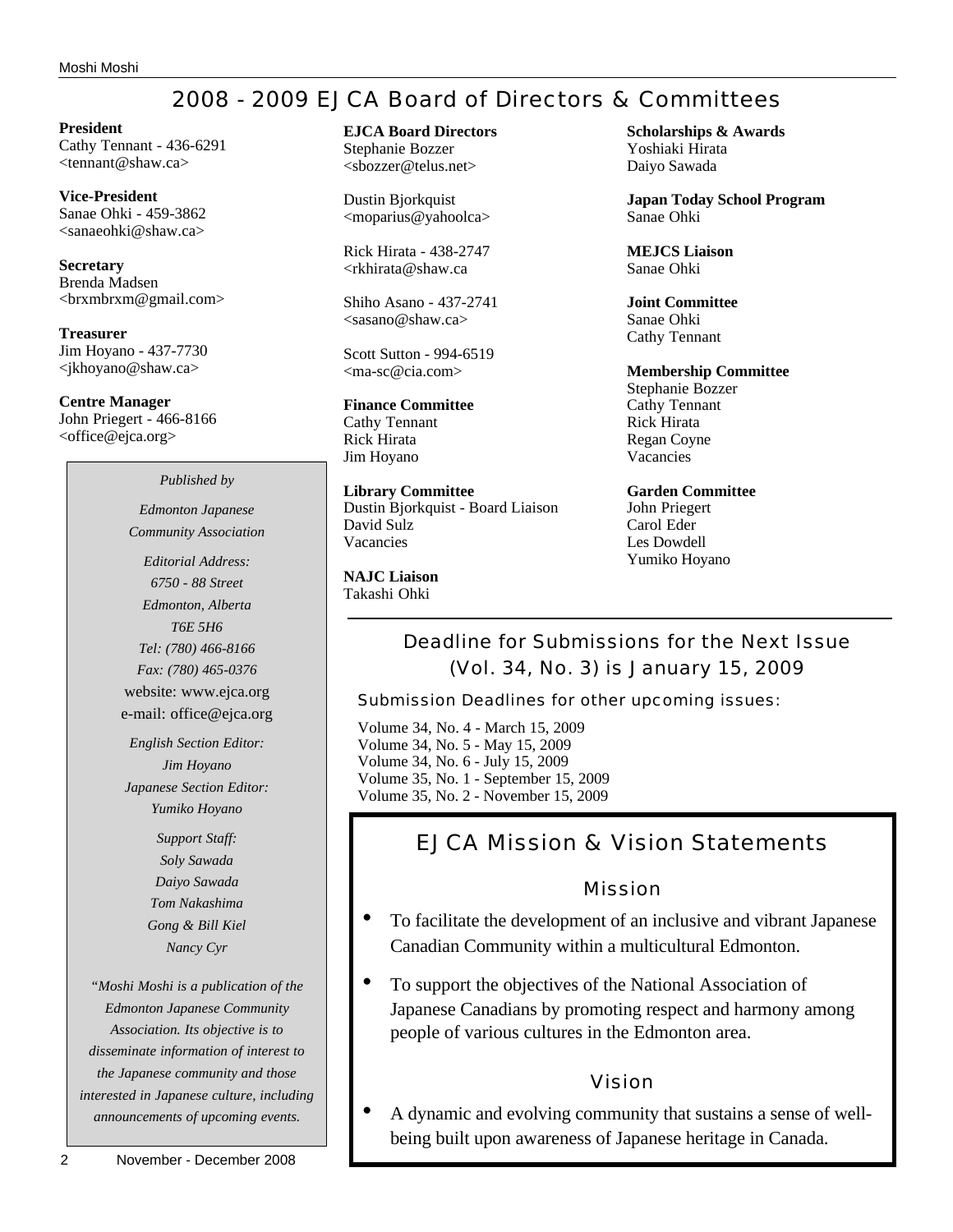# 2008 - 2009 EJCA Board of Directors & Committees

**President**
Cathy Tennant - 436-6291
<tennant@shaw.ca>

**Vice-President**
Sanae Ohki - 459-3862
<sanaeohki@shaw.ca>

**Secretary**
Brenda Madsen
<brxmbrxm@gmail.com>

**Treasurer**
Jim Hoyano - 437-7730
<jkhoyano@shaw.ca>

**Centre Manager**
John Priegert - 466-8166
<office@ejca.org>

*Published by*

*Edmonton Japanese Community Association*

*Editorial Address:*
*6750 - 88 Street*
*Edmonton, Alberta*
*T6E 5H6*
*Tel: (780) 466-8166*
*Fax: (780) 465-0376*
website: www.ejca.org
e-mail: office@ejca.org

*English Section Editor:*
*Jim Hoyano*
*Japanese Section Editor:*
*Yumiko Hoyano*

*Support Staff:*
*Soly Sawada*
*Daiyo Sawada*
*Tom Nakashima*
*Gong & Bill Kiel*
*Nancy Cyr*

*"Moshi Moshi is a publication of the Edmonton Japanese Community Association. Its objective is to disseminate information of interest to the Japanese community and those interested in Japanese culture, including announcements of upcoming events.*

**EJCA Board Directors**
Stephanie Bozzer
<sbozzer@telus.net>

Dustin Bjorkquist
<moparius@yahoolca>

Rick Hirata - 438-2747
<rkhirata@shaw.ca

Shiho Asano - 437-2741
<sasano@shaw.ca>

Scott Sutton - 994-6519
<ma-sc@cia.com>

**Finance Committee**
Cathy Tennant
Rick Hirata
Jim Hoyano

**Library Committee**
Dustin Bjorkquist - Board Liaison
David Sulz
Vacancies

**NAJC Liaison**
Takashi Ohki

**Scholarships & Awards**
Yoshiaki Hirata
Daiyo Sawada

**Japan Today School Program**
Sanae Ohki

**MEJCS Liaison**
Sanae Ohki

**Joint Committee**
Sanae Ohki
Cathy Tennant

**Membership Committee**
Stephanie Bozzer
Cathy Tennant
Rick Hirata
Regan Coyne
Vacancies

**Garden Committee**
John Priegert
Carol Eder
Les Dowdell
Yumiko Hoyano

## Deadline for Submissions for the Next Issue (Vol. 34, No. 3) is January 15, 2009

### Submission Deadlines for other upcoming issues:

Volume 34, No. 4 - March 15, 2009
Volume 34, No. 5 - May 15, 2009
Volume 34, No. 6 - July 15, 2009
Volume 35, No. 1 - September 15, 2009
Volume 35, No. 2 - November 15, 2009

## EJCA Mission & Vision Statements

### Mission

- To facilitate the development of an inclusive and vibrant Japanese Canadian Community within a multicultural Edmonton.
- To support the objectives of the National Association of Japanese Canadians by promoting respect and harmony among people of various cultures in the Edmonton area.

### Vision

- A dynamic and evolving community that sustains a sense of well-being built upon awareness of Japanese heritage in Canada.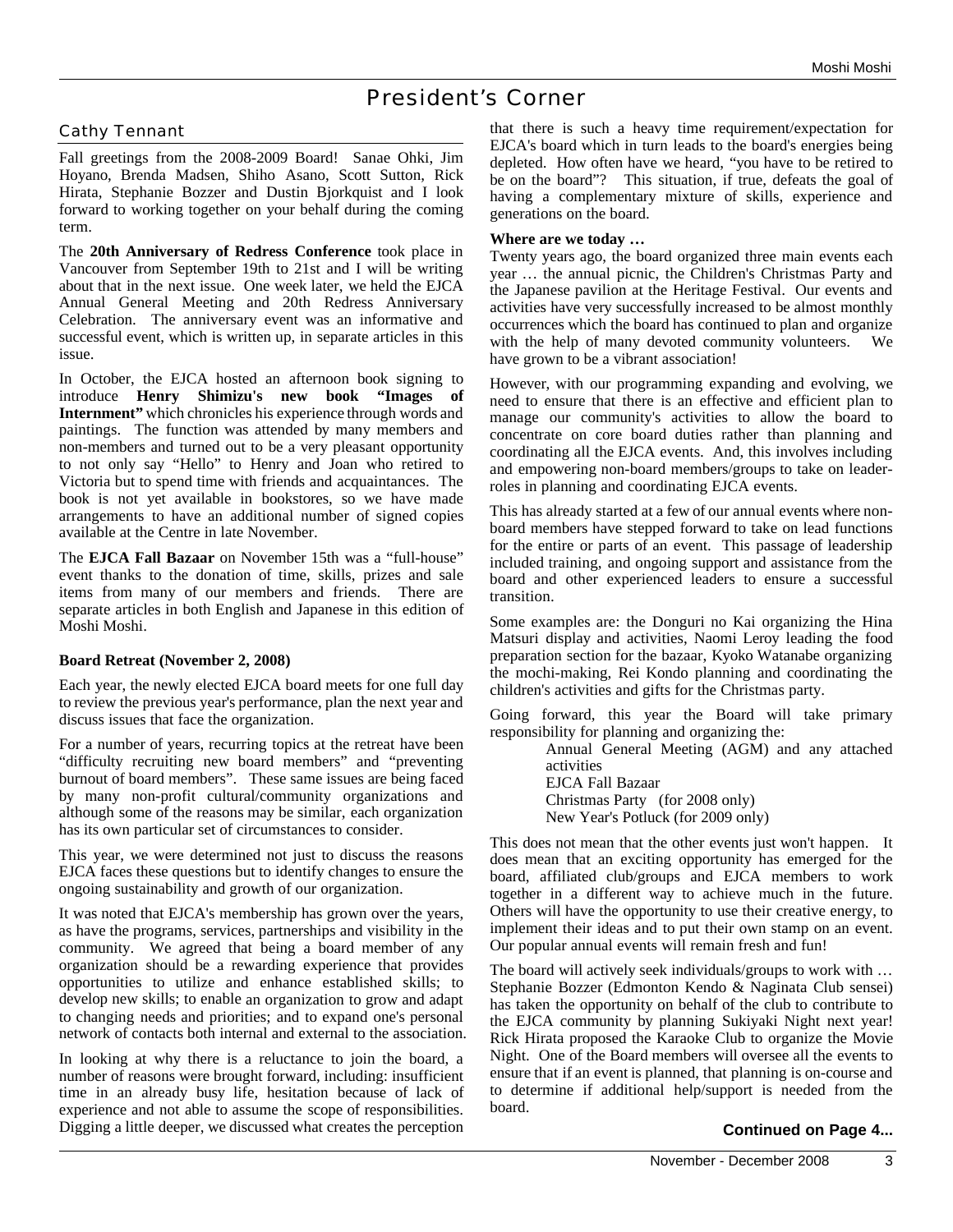# President's Corner

## Cathy Tennant

Fall greetings from the 2008-2009 Board! Sanae Ohki, Jim Hoyano, Brenda Madsen, Shiho Asano, Scott Sutton, Rick Hirata, Stephanie Bozzer and Dustin Bjorkquist and I look forward to working together on your behalf during the coming term.

The **20th Anniversary of Redress Conference** took place in Vancouver from September 19th to 21st and I will be writing about that in the next issue. One week later, we held the EJCA Annual General Meeting and 20th Redress Anniversary Celebration. The anniversary event was an informative and successful event, which is written up, in separate articles in this issue.

In October, the EJCA hosted an afternoon book signing to introduce **Henry Shimizu's new book "Images of Internment"** which chronicles his experience through words and paintings. The function was attended by many members and non-members and turned out to be a very pleasant opportunity to not only say "Hello" to Henry and Joan who retired to Victoria but to spend time with friends and acquaintances. The book is not yet available in bookstores, so we have made arrangements to have an additional number of signed copies available at the Centre in late November.

The **EJCA Fall Bazaar** on November 15th was a "full-house" event thanks to the donation of time, skills, prizes and sale items from many of our members and friends. There are separate articles in both English and Japanese in this edition of Moshi Moshi.

**Board Retreat (November 2, 2008)**

Each year, the newly elected EJCA board meets for one full day to review the previous year's performance, plan the next year and discuss issues that face the organization.

For a number of years, recurring topics at the retreat have been "difficulty recruiting new board members" and "preventing burnout of board members". These same issues are being faced by many non-profit cultural/community organizations and although some of the reasons may be similar, each organization has its own particular set of circumstances to consider.

This year, we were determined not just to discuss the reasons EJCA faces these questions but to identify changes to ensure the ongoing sustainability and growth of our organization.

It was noted that EJCA's membership has grown over the years, as have the programs, services, partnerships and visibility in the community. We agreed that being a board member of any organization should be a rewarding experience that provides opportunities to utilize and enhance established skills; to develop new skills; to enable an organization to grow and adapt to changing needs and priorities; and to expand one's personal network of contacts both internal and external to the association.

In looking at why there is a reluctance to join the board, a number of reasons were brought forward, including: insufficient time in an already busy life, hesitation because of lack of experience and not able to assume the scope of responsibilities. Digging a little deeper, we discussed what creates the perception that there is such a heavy time requirement/expectation for EJCA's board which in turn leads to the board's energies being depleted. How often have we heard, "you have to be retired to be on the board"? This situation, if true, defeats the goal of having a complementary mixture of skills, experience and generations on the board.

**Where are we today …**

Twenty years ago, the board organized three main events each year … the annual picnic, the Children's Christmas Party and the Japanese pavilion at the Heritage Festival. Our events and activities have very successfully increased to be almost monthly occurrences which the board has continued to plan and organize with the help of many devoted community volunteers. We have grown to be a vibrant association!

However, with our programming expanding and evolving, we need to ensure that there is an effective and efficient plan to manage our community's activities to allow the board to concentrate on core board duties rather than planning and coordinating all the EJCA events. And, this involves including and empowering non-board members/groups to take on leader-roles in planning and coordinating EJCA events.

This has already started at a few of our annual events where non-board members have stepped forward to take on lead functions for the entire or parts of an event. This passage of leadership included training, and ongoing support and assistance from the board and other experienced leaders to ensure a successful transition.

Some examples are: the Donguri no Kai organizing the Hina Matsuri display and activities, Naomi Leroy leading the food preparation section for the bazaar, Kyoko Watanabe organizing the mochi-making, Rei Kondo planning and coordinating the children's activities and gifts for the Christmas party.

Going forward, this year the Board will take primary responsibility for planning and organizing the:

- Annual General Meeting (AGM) and any attached activities
- EJCA Fall Bazaar
- Christmas Party (for 2008 only)
- New Year's Potluck (for 2009 only)

This does not mean that the other events just won't happen. It does mean that an exciting opportunity has emerged for the board, affiliated club/groups and EJCA members to work together in a different way to achieve much in the future. Others will have the opportunity to use their creative energy, to implement their ideas and to put their own stamp on an event. Our popular annual events will remain fresh and fun!

The board will actively seek individuals/groups to work with … Stephanie Bozzer (Edmonton Kendo & Naginata Club sensei) has taken the opportunity on behalf of the club to contribute to the EJCA community by planning Sukiyaki Night next year! Rick Hirata proposed the Karaoke Club to organize the Movie Night. One of the Board members will oversee all the events to ensure that if an event is planned, that planning is on-course and to determine if additional help/support is needed from the board.

**Continued on Page 4...**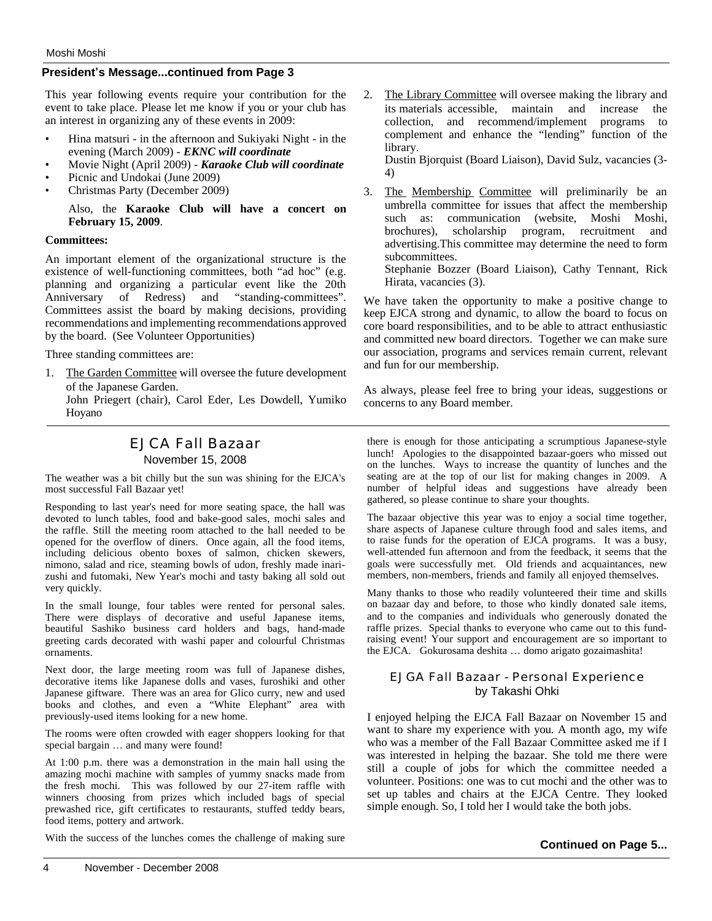## President's Message...continued from Page 3

This year following events require your contribution for the event to take place. Please let me know if you or your club has an interest in organizing any of these events in 2009:

- Hina matsuri - in the afternoon and Sukiyaki Night - in the evening (March 2009) - ***EKNC will coordinate***
- Movie Night (April 2009) - ***Karaoke Club will coordinate***
- Picnic and Undokai (June 2009)
- Christmas Party (December 2009)

  Also, the **Karaoke Club will have a concert on February 15, 2009**.

**Committees:**

An important element of the organizational structure is the existence of well-functioning committees, both "ad hoc" (e.g. planning and organizing a particular event like the 20th Anniversary of Redress) and "standing-committees". Committees assist the board by making decisions, providing recommendations and implementing recommendations approved by the board. (See Volunteer Opportunities)

Three standing committees are:

1. The Garden Committee will oversee the future development of the Japanese Garden.
   John Priegert (chair), Carol Eder, Les Dowdell, Yumiko Hoyano
2. The Library Committee will oversee making the library and its materials accessible, maintain and increase the collection, and recommend/implement programs to complement and enhance the "lending" function of the library.
   Dustin Bjorquist (Board Liaison), David Sulz, vacancies (3-4)
3. The Membership Committee will preliminarily be an umbrella committee for issues that affect the membership such as: communication (website, Moshi Moshi, brochures), scholarship program, recruitment and advertising.This committee may determine the need to form subcommittees.
   Stephanie Bozzer (Board Liaison), Cathy Tennant, Rick Hirata, vacancies (3).

We have taken the opportunity to make a positive change to keep EJCA strong and dynamic, to allow the board to focus on core board responsibilities, and to be able to attract enthusiastic and committed new board directors. Together we can make sure our association, programs and services remain current, relevant and fun for our membership.

As always, please feel free to bring your ideas, suggestions or concerns to any Board member.

## EJCA Fall Bazaar

November 15, 2008

The weather was a bit chilly but the sun was shining for the EJCA's most successful Fall Bazaar yet!

Responding to last year's need for more seating space, the hall was devoted to lunch tables, food and bake-good sales, mochi sales and the raffle. Still the meeting room attached to the hall needed to be opened for the overflow of diners. Once again, all the food items, including delicious obento boxes of salmon, chicken skewers, nimono, salad and rice, steaming bowls of udon, freshly made inari-zushi and futomaki, New Year's mochi and tasty baking all sold out very quickly.

In the small lounge, four tables were rented for personal sales. There were displays of decorative and useful Japanese items, beautiful Sashiko business card holders and bags, hand-made greeting cards decorated with washi paper and colourful Christmas ornaments.

Next door, the large meeting room was full of Japanese dishes, decorative items like Japanese dolls and vases, furoshiki and other Japanese giftware. There was an area for Glico curry, new and used books and clothes, and even a "White Elephant" area with previously-used items looking for a new home.

The rooms were often crowded with eager shoppers looking for that special bargain … and many were found!

At 1:00 p.m. there was a demonstration in the main hall using the amazing mochi machine with samples of yummy snacks made from the fresh mochi. This was followed by our 27-item raffle with winners choosing from prizes which included bags of special prewashed rice, gift certificates to restaurants, stuffed teddy bears, food items, pottery and artwork.

With the success of the lunches comes the challenge of making sure there is enough for those anticipating a scrumptious Japanese-style lunch! Apologies to the disappointed bazaar-goers who missed out on the lunches. Ways to increase the quantity of lunches and the seating are at the top of our list for making changes in 2009. A number of helpful ideas and suggestions have already been gathered, so please continue to share your thoughts.

The bazaar objective this year was to enjoy a social time together, share aspects of Japanese culture through food and sales items, and to raise funds for the operation of EJCA programs. It was a busy, well-attended fun afternoon and from the feedback, it seems that the goals were successfully met. Old friends and acquaintances, new members, non-members, friends and family all enjoyed themselves.

Many thanks to those who readily volunteered their time and skills on bazaar day and before, to those who kindly donated sale items, and to the companies and individuals who generously donated the raffle prizes. Special thanks to everyone who came out to this fund-raising event! Your support and encouragement are so important to the EJCA. Gokurosama deshita … domo arigato gozaimashita!

## EJGA Fall Bazaar - Personal Experience

by Takashi Ohki

I enjoyed helping the EJCA Fall Bazaar on November 15 and want to share my experience with you. A month ago, my wife who was a member of the Fall Bazaar Committee asked me if I was interested in helping the bazaar. She told me there were still a couple of jobs for which the committee needed a volunteer. Positions: one was to cut mochi and the other was to set up tables and chairs at the EJCA Centre. They looked simple enough. So, I told her I would take the both jobs.

**Continued on Page 5...**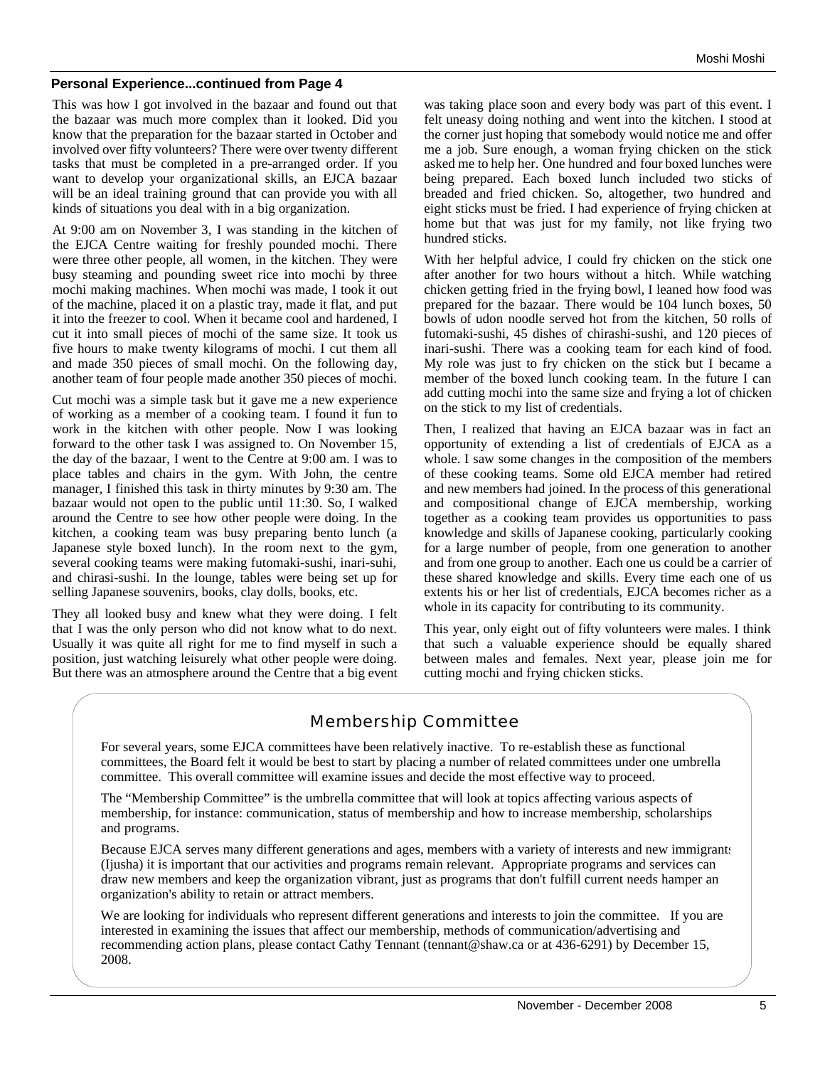**Personal Experience...continued from Page 4**

This was how I got involved in the bazaar and found out that the bazaar was much more complex than it looked. Did you know that the preparation for the bazaar started in October and involved over fifty volunteers? There were over twenty different tasks that must be completed in a pre-arranged order. If you want to develop your organizational skills, an EJCA bazaar will be an ideal training ground that can provide you with all kinds of situations you deal with in a big organization.

At 9:00 am on November 3, I was standing in the kitchen of the EJCA Centre waiting for freshly pounded mochi. There were three other people, all women, in the kitchen. They were busy steaming and pounding sweet rice into mochi by three mochi making machines. When mochi was made, I took it out of the machine, placed it on a plastic tray, made it flat, and put it into the freezer to cool. When it became cool and hardened, I cut it into small pieces of mochi of the same size. It took us five hours to make twenty kilograms of mochi. I cut them all and made 350 pieces of small mochi. On the following day, another team of four people made another 350 pieces of mochi.

Cut mochi was a simple task but it gave me a new experience of working as a member of a cooking team. I found it fun to work in the kitchen with other people. Now I was looking forward to the other task I was assigned to. On November 15, the day of the bazaar, I went to the Centre at 9:00 am. I was to place tables and chairs in the gym. With John, the centre manager, I finished this task in thirty minutes by 9:30 am. The bazaar would not open to the public until 11:30. So, I walked around the Centre to see how other people were doing. In the kitchen, a cooking team was busy preparing bento lunch (a Japanese style boxed lunch). In the room next to the gym, several cooking teams were making futomaki-sushi, inari-suhi, and chirasi-sushi. In the lounge, tables were being set up for selling Japanese souvenirs, books, clay dolls, books, etc.

They all looked busy and knew what they were doing. I felt that I was the only person who did not know what to do next. Usually it was quite all right for me to find myself in such a position, just watching leisurely what other people were doing. But there was an atmosphere around the Centre that a big event was taking place soon and every body was part of this event. I felt uneasy doing nothing and went into the kitchen. I stood at the corner just hoping that somebody would notice me and offer me a job. Sure enough, a woman frying chicken on the stick asked me to help her. One hundred and four boxed lunches were being prepared. Each boxed lunch included two sticks of breaded and fried chicken. So, altogether, two hundred and eight sticks must be fried. I had experience of frying chicken at home but that was just for my family, not like frying two hundred sticks.

With her helpful advice, I could fry chicken on the stick one after another for two hours without a hitch. While watching chicken getting fried in the frying bowl, I leaned how food was prepared for the bazaar. There would be 104 lunch boxes, 50 bowls of udon noodle served hot from the kitchen, 50 rolls of futomaki-sushi, 45 dishes of chirashi-sushi, and 120 pieces of inari-sushi. There was a cooking team for each kind of food. My role was just to fry chicken on the stick but I became a member of the boxed lunch cooking team. In the future I can add cutting mochi into the same size and frying a lot of chicken on the stick to my list of credentials.

Then, I realized that having an EJCA bazaar was in fact an opportunity of extending a list of credentials of EJCA as a whole. I saw some changes in the composition of the members of these cooking teams. Some old EJCA member had retired and new members had joined. In the process of this generational and compositional change of EJCA membership, working together as a cooking team provides us opportunities to pass knowledge and skills of Japanese cooking, particularly cooking for a large number of people, from one generation to another and from one group to another. Each one us could be a carrier of these shared knowledge and skills. Every time each one of us extents his or her list of credentials, EJCA becomes richer as a whole in its capacity for contributing to its community.

This year, only eight out of fifty volunteers were males. I think that such a valuable experience should be equally shared between males and females. Next year, please join me for cutting mochi and frying chicken sticks.

## Membership Committee

For several years, some EJCA committees have been relatively inactive. To re-establish these as functional committees, the Board felt it would be best to start by placing a number of related committees under one umbrella committee. This overall committee will examine issues and decide the most effective way to proceed.

The "Membership Committee" is the umbrella committee that will look at topics affecting various aspects of membership, for instance: communication, status of membership and how to increase membership, scholarships and programs.

Because EJCA serves many different generations and ages, members with a variety of interests and new immigrants (Ijusha) it is important that our activities and programs remain relevant. Appropriate programs and services can draw new members and keep the organization vibrant, just as programs that don't fulfill current needs hamper an organization's ability to retain or attract members.

We are looking for individuals who represent different generations and interests to join the committee. If you are interested in examining the issues that affect our membership, methods of communication/advertising and recommending action plans, please contact Cathy Tennant (tennant@shaw.ca or at 436-6291) by December 15, 2008.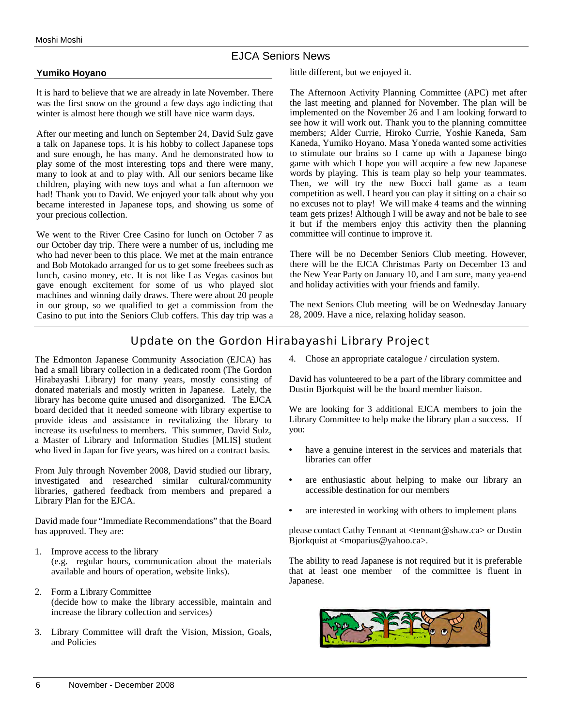## EJCA Seniors News

### Yumiko Hoyano

It is hard to believe that we are already in late November. There was the first snow on the ground a few days ago indicting that winter is almost here though we still have nice warm days.

After our meeting and lunch on September 24, David Sulz gave a talk on Japanese tops. It is his hobby to collect Japanese tops and sure enough, he has many. And he demonstrated how to play some of the most interesting tops and there were many, many to look at and to play with. All our seniors became like children, playing with new toys and what a fun afternoon we had! Thank you to David. We enjoyed your talk about why you became interested in Japanese tops, and showing us some of your precious collection.

We went to the River Cree Casino for lunch on October 7 as our October day trip. There were a number of us, including me who had never been to this place. We met at the main entrance and Bob Motokado arranged for us to get some freebees such as lunch, casino money, etc. It is not like Las Vegas casinos but gave enough excitement for some of us who played slot machines and winning daily draws. There were about 20 people in our group, so we qualified to get a commission from the Casino to put into the Seniors Club coffers. This day trip was a little different, but we enjoyed it.

The Afternoon Activity Planning Committee (APC) met after the last meeting and planned for November. The plan will be implemented on the November 26 and I am looking forward to see how it will work out. Thank you to the planning committee members; Alder Currie, Hiroko Currie, Yoshie Kaneda, Sam Kaneda, Yumiko Hoyano. Masa Yoneda wanted some activities to stimulate our brains so I came up with a Japanese bingo game with which I hope you will acquire a few new Japanese words by playing. This is team play so help your teammates. Then, we will try the new Bocci ball game as a team competition as well. I heard you can play it sitting on a chair so no excuses not to play! We will make 4 teams and the winning team gets prizes! Although I will be away and not be bale to see it but if the members enjoy this activity then the planning committee will continue to improve it.

There will be no December Seniors Club meeting. However, there will be the EJCA Christmas Party on December 13 and the New Year Party on January 10, and I am sure, many yea-end and holiday activities with your friends and family.

The next Seniors Club meeting will be on Wednesday January 28, 2009. Have a nice, relaxing holiday season.

## Update on the Gordon Hirabayashi Library Project

The Edmonton Japanese Community Association (EJCA) has had a small library collection in a dedicated room (The Gordon Hirabayashi Library) for many years, mostly consisting of donated materials and mostly written in Japanese. Lately, the library has become quite unused and disorganized. The EJCA board decided that it needed someone with library expertise to provide ideas and assistance in revitalizing the library to increase its usefulness to members. This summer, David Sulz, a Master of Library and Information Studies [MLIS] student who lived in Japan for five years, was hired on a contract basis.

From July through November 2008, David studied our library, investigated and researched similar cultural/community libraries, gathered feedback from members and prepared a Library Plan for the EJCA.

David made four "Immediate Recommendations" that the Board has approved. They are:

1. Improve access to the library
   (e.g. regular hours, communication about the materials available and hours of operation, website links).
2. Form a Library Committee
   (decide how to make the library accessible, maintain and increase the library collection and services)
3. Library Committee will draft the Vision, Mission, Goals, and Policies
4. Chose an appropriate catalogue / circulation system.

David has volunteered to be a part of the library committee and Dustin Bjorkquist will be the board member liaison.

We are looking for 3 additional EJCA members to join the Library Committee to help make the library plan a success. If you:

- have a genuine interest in the services and materials that libraries can offer
- are enthusiastic about helping to make our library an accessible destination for our members
- are interested in working with others to implement plans

please contact Cathy Tennant at <tennant@shaw.ca> or Dustin Bjorkquist at <moparius@yahoo.ca>.

The ability to read Japanese is not required but it is preferable that at least one member of the committee is fluent in Japanese.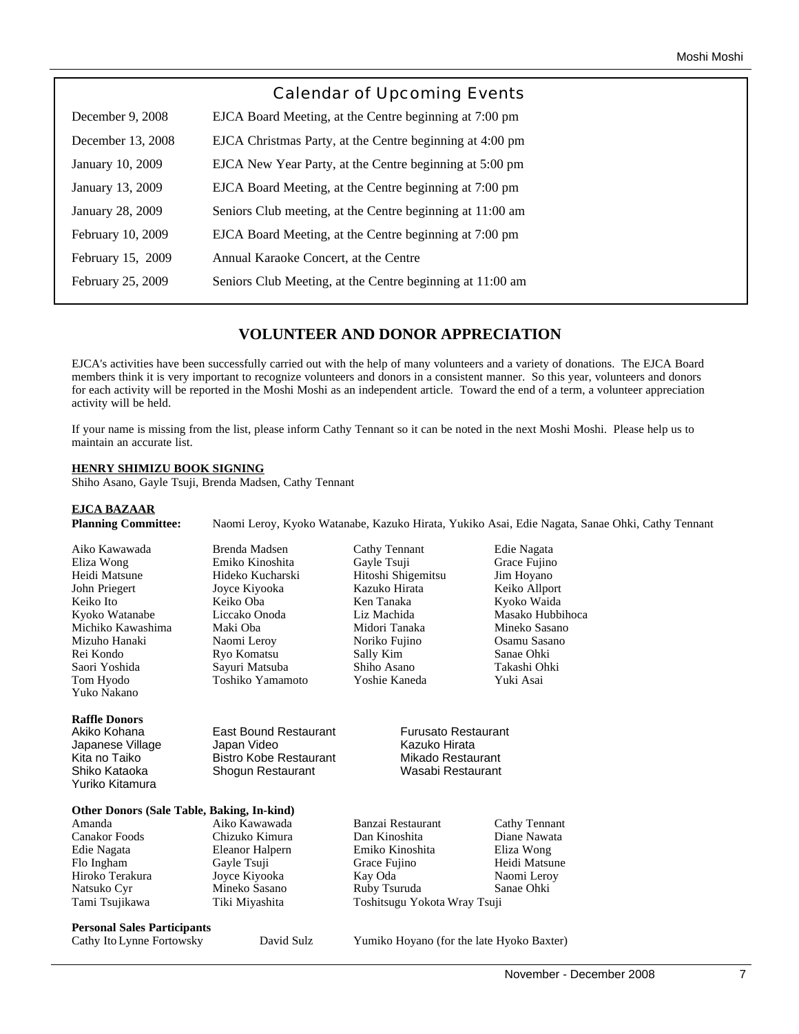## Calendar of Upcoming Events

| | |
|---|---|
| December 9, 2008 | EJCA Board Meeting, at the Centre beginning at 7:00 pm |
| December 13, 2008 | EJCA Christmas Party, at the Centre beginning at 4:00 pm |
| January 10, 2009 | EJCA New Year Party, at the Centre beginning at 5:00 pm |
| January 13, 2009 | EJCA Board Meeting, at the Centre beginning at 7:00 pm |
| January 28, 2009 | Seniors Club meeting, at the Centre beginning at 11:00 am |
| February 10, 2009 | EJCA Board Meeting, at the Centre beginning at 7:00 pm |
| February 15, 2009 | Annual Karaoke Concert, at the Centre |
| February 25, 2009 | Seniors Club Meeting, at the Centre beginning at 11:00 am |

## VOLUNTEER AND DONOR APPRECIATION

EJCA's activities have been successfully carried out with the help of many volunteers and a variety of donations. The EJCA Board members think it is very important to recognize volunteers and donors in a consistent manner. So this year, volunteers and donors for each activity will be reported in the Moshi Moshi as an independent article. Toward the end of a term, a volunteer appreciation activity will be held.

If your name is missing from the list, please inform Cathy Tennant so it can be noted in the next Moshi Moshi. Please help us to maintain an accurate list.

**HENRY SHIMIZU BOOK SIGNING**

Shiho Asano, Gayle Tsuji, Brenda Madsen, Cathy Tennant

**EJCA BAZAAR**

**Planning Committee:** Naomi Leroy, Kyoko Watanabe, Kazuko Hirata, Yukiko Asai, Edie Nagata, Sanae Ohki, Cathy Tennant

Aiko Kawawada, Brenda Madsen, Cathy Tennant, Edie Nagata, Eliza Wong, Emiko Kinoshita, Gayle Tsuji, Grace Fujino, Heidi Matsune, Hideko Kucharski, Hitoshi Shigemitsu, Jim Hoyano, John Priegert, Joyce Kiyooka, Kazuko Hirata, Keiko Allport, Keiko Ito, Keiko Oba, Ken Tanaka, Kyoko Waida, Kyoko Watanabe, Liccako Onoda, Liz Machida, Masako Hubbihoca, Michiko Kawashima, Maki Oba, Midori Tanaka, Mineko Sasano, Mizuho Hanaki, Naomi Leroy, Noriko Fujino, Osamu Sasano, Rei Kondo, Ryo Komatsu, Sally Kim, Sanae Ohki, Saori Yoshida, Sayuri Matsuba, Shiho Asano, Takashi Ohki, Tom Hyodo, Toshiko Yamamoto, Yoshie Kaneda, Yuki Asai, Yuko Nakano

**Raffle Donors**

Akiko Kohana, East Bound Restaurant, Furusato Restaurant, Japanese Village, Japan Video, Kazuko Hirata, Kita no Taiko, Bistro Kobe Restaurant, Mikado Restaurant, Shiko Kataoka, Shogun Restaurant, Wasabi Restaurant, Yuriko Kitamura

**Other Donors (Sale Table, Baking, In-kind)**

Amanda, Aiko Kawawada, Banzai Restaurant, Cathy Tennant, Canakor Foods, Chizuko Kimura, Dan Kinoshita, Diane Nawata, Edie Nagata, Eleanor Halpern, Emiko Kinoshita, Eliza Wong, Flo Ingham, Gayle Tsuji, Grace Fujino, Heidi Matsune, Hiroko Terakura, Joyce Kiyooka, Kay Oda, Naomi Leroy, Natsuko Cyr, Mineko Sasano, Ruby Tsuruda, Sanae Ohki, Tami Tsujikawa, Tiki Miyashita, Toshitsugu Yokota Wray Tsuji

**Personal Sales Participants**

Cathy Ito, Lynne Fortowsky, David Sulz, Yumiko Hoyano (for the late Hyoko Baxter)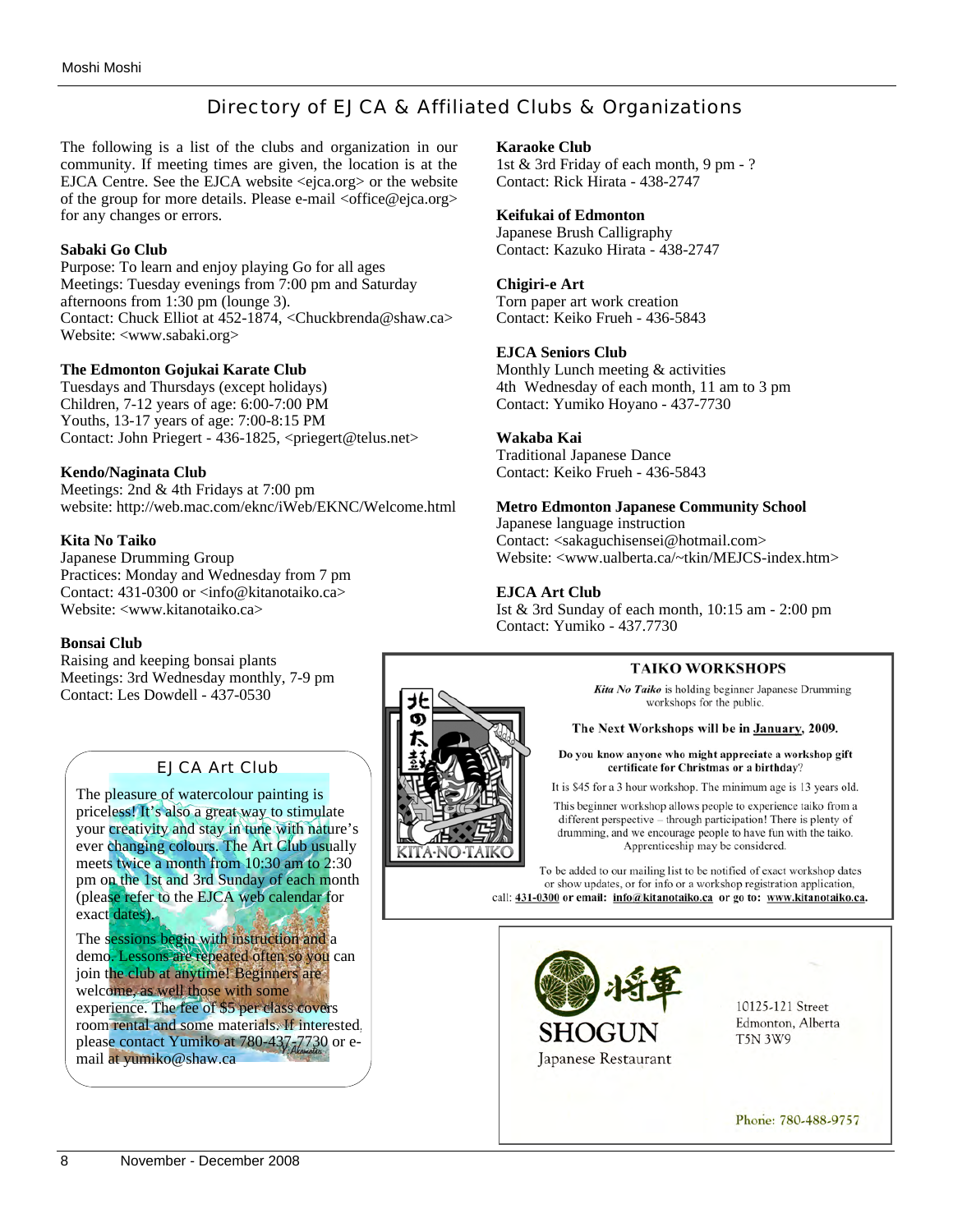## Directory of EJCA & Affiliated Clubs & Organizations

The following is a list of the clubs and organization in our community. If meeting times are given, the location is at the EJCA Centre. See the EJCA website <ejca.org> or the website of the group for more details. Please e-mail <office@ejca.org> for any changes or errors.

**Sabaki Go Club**
Purpose: To learn and enjoy playing Go for all ages
Meetings: Tuesday evenings from 7:00 pm and Saturday afternoons from 1:30 pm (lounge 3).
Contact: Chuck Elliot at 452-1874, <Chuckbrenda@shaw.ca>
Website: <www.sabaki.org>

**The Edmonton Gojukai Karate Club**
Tuesdays and Thursdays (except holidays)
Children, 7-12 years of age: 6:00-7:00 PM
Youths, 13-17 years of age: 7:00-8:15 PM
Contact: John Priegert - 436-1825, <priegert@telus.net>

**Kendo/Naginata Club**
Meetings: 2nd & 4th Fridays at 7:00 pm
website: http://web.mac.com/eknc/iWeb/EKNC/Welcome.html

**Kita No Taiko**
Japanese Drumming Group
Practices: Monday and Wednesday from 7 pm
Contact: 431-0300 or <info@kitanotaiko.ca>
Website: <www.kitanotaiko.ca>

**Bonsai Club**
Raising and keeping bonsai plants
Meetings: 3rd Wednesday monthly, 7-9 pm
Contact: Les Dowdell - 437-0530

**Karaoke Club**
1st & 3rd Friday of each month, 9 pm - ?
Contact: Rick Hirata - 438-2747

**Keifukai of Edmonton**
Japanese Brush Calligraphy
Contact: Kazuko Hirata - 438-2747

**Chigiri-e Art**
Torn paper art work creation
Contact: Keiko Frueh - 436-5843

**EJCA Seniors Club**
Monthly Lunch meeting & activities
4th Wednesday of each month, 11 am to 3 pm
Contact: Yumiko Hoyano - 437-7730

**Wakaba Kai**
Traditional Japanese Dance
Contact: Keiko Frueh - 436-5843

**Metro Edmonton Japanese Community School**
Japanese language instruction
Contact: <sakaguchisensei@hotmail.com>
Website: <www.ualberta.ca/~tkin/MEJCS-index.htm>

**EJCA Art Club**
Ist & 3rd Sunday of each month, 10:15 am - 2:00 pm
Contact: Yumiko - 437.7730

### EJCA Art Club

The pleasure of watercolour painting is priceless! It's also a great way to stimulate your creativity and stay in tune with nature's ever changing colours. The Art Club usually meets twice a month from 10:30 am to 2:30 pm on the 1st and 3rd Sunday of each month (please refer to the EJCA web calendar for exact dates).

The sessions begin with instruction and a demo. Lessons are repeated often so you can join the club at anytime! Beginners are welcome, as well those with some experience. The fee of $5 per class covers room rental and some materials. If interested, please contact Yumiko at 780-437-7730 or e-mail at yumiko@shaw.ca

### TAIKO WORKSHOPS

北の太鼓 KITA-NO-TAIKO

***Kita No Taiko*** is holding beginner Japanese Drumming workshops for the public.

**The Next Workshops will be in January, 2009.**

**Do you know anyone who might appreciate a workshop gift certificate for Christmas or a birthday?**

It is $45 for a 3 hour workshop. The minimum age is 13 years old.

This beginner workshop allows people to experience taiko from a different perspective – through participation! There is plenty of drumming, and we encourage people to have fun with the taiko. Apprenticeship may be considered.

To be added to our mailing list to be notified of exact workshop dates or show updates, or for info or a workshop registration application, call: **431-0300** or email: **info@kitanotaiko.ca** or go to: **www.kitanotaiko.ca**.

将軍 **SHOGUN**
Japanese Restaurant

10125-121 Street
Edmonton, Alberta
T5N 3W9

Phone: 780-488-9757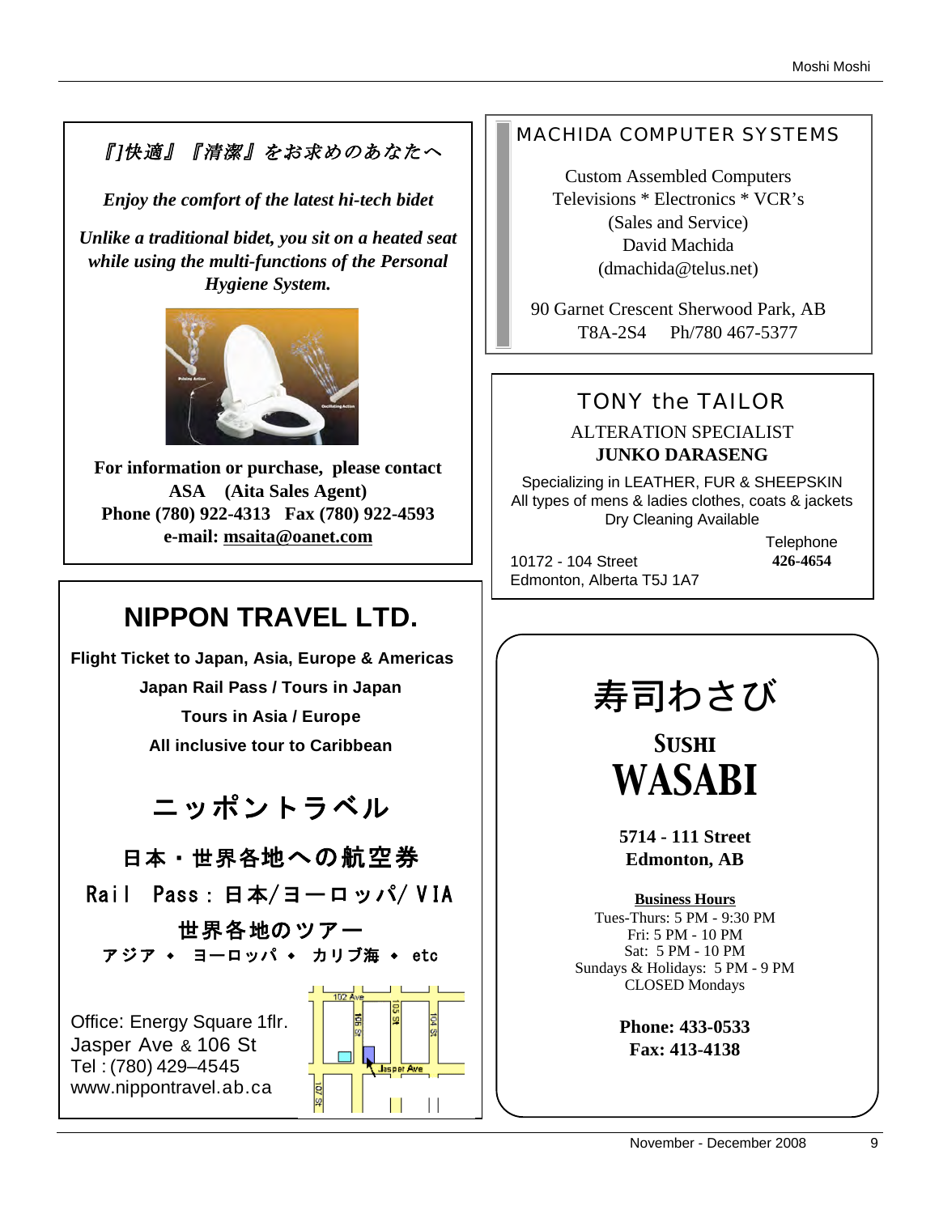*『]快適』『清潔』をお求めのあなたへ*

***Enjoy the comfort of the latest hi-tech bidet***

***Unlike a traditional bidet, you sit on a heated seat while using the multi-functions of the Personal Hygiene System.***

**For information or purchase, please contact**
**ASA (Aita Sales Agent)**
**Phone (780) 922-4313 Fax (780) 922-4593**
**e-mail: msaita@oanet.com**

---

## NIPPON TRAVEL LTD.

**Flight Ticket to Japan, Asia, Europe & Americas**

**Japan Rail Pass / Tours in Japan**

**Tours in Asia / Europe**

**All inclusive tour to Caribbean**

### ニッポントラベル

**日本・世界各地への航空券**

**Rail Pass：日本/ヨーロッパ/VIA**

**世界各地のツアー**

**アジア ◆ ヨーロッパ ◆ カリブ海 ◆ etc**

Office: Energy Square 1flr.
Jasper Ave & 106 St
Tel : (780) 429–4545
www.nippontravel.ab.ca

---

MACHIDA COMPUTER SYSTEMS

Custom Assembled Computers
Televisions * Electronics * VCR's
(Sales and Service)
David Machida
(dmachida@telus.net)

90 Garnet Crescent Sherwood Park, AB
T8A-2S4 Ph/780 467-5377

---

TONY the TAILOR

ALTERATION SPECIALIST
**JUNKO DARASENG**

Specializing in LEATHER, FUR & SHEEPSKIN
All types of mens & ladies clothes, coats & jackets
Dry Cleaning Available

10172 - 104 Street
Edmonton, Alberta T5J 1A7

Telephone
**426-4654**

---

# 寿司わさび

## SUSHI WASABI

**5714 - 111 Street**
**Edmonton, AB**

**Business Hours**
Tues-Thurs: 5 PM - 9:30 PM
Fri: 5 PM - 10 PM
Sat: 5 PM - 10 PM
Sundays & Holidays: 5 PM - 9 PM
CLOSED Mondays

**Phone: 433-0533**
**Fax: 413-4138**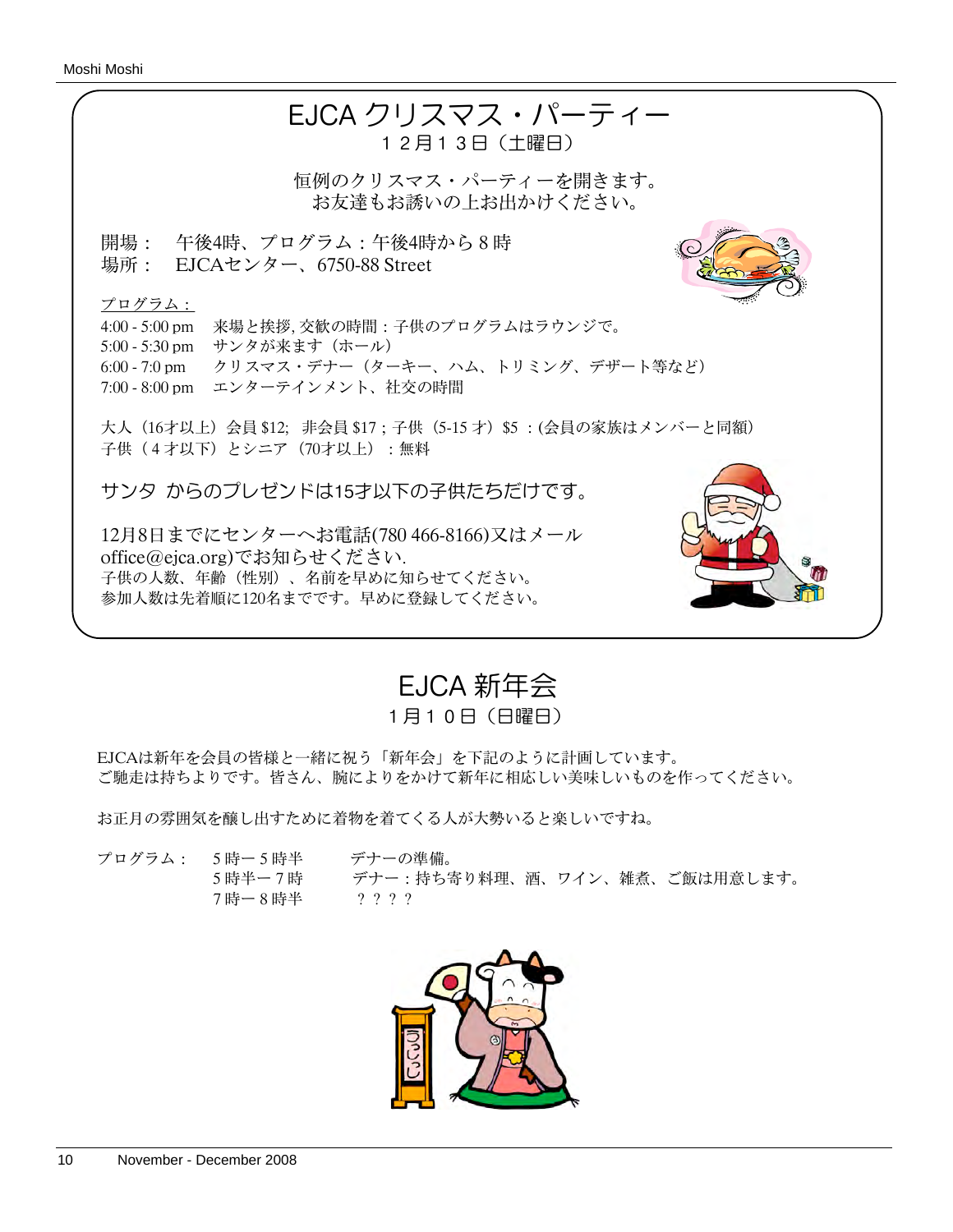# EJCA クリスマス・パーティー

１２月１３日（土曜日）

恒例のクリスマス・パーティーを開きます。
お友達もお誘いの上お出かけください。

開場：　午後4時、プログラム：午後4時から８時
場所：　EJCAセンター、6750-88 Street

プログラム：

4:00 - 5:00 pm　来場と挨拶, 交歓の時間：子供のプログラムはラウンジで。
5:00 - 5:30 pm　サンタが来ます（ホール）
6:00 - 7:0 pm　クリスマス・デナー（ターキー、ハム、トリミング、デザート等など）
7:00 - 8:00 pm　エンターテインメント、社交の時間

大人（16才以上）会員 $12;　非会員 $17 ; 子供（5-15 才）$5 ：(会員の家族はメンバーと同額)
子供（４才以下）とシニア（70才以上）：無料

サンタ からのプレゼンドは15才以下の子供たちだけです。

12月8日までにセンターへお電話(780 466-8166)又はメール office@ejca.org)でお知らせください.
子供の人数、年齢（性別）、名前を早めに知らせてください。
参加人数は先着順に120名までです。早めに登録してください。

# EJCA 新年会

１月１０日（日曜日）

EJCAは新年を会員の皆様と一緒に祝う「新年会」を下記のように計画しています。
ご馳走は持ちよりです。皆さん、腕によりをかけて新年に相応しい美味しいものを作ってください。

お正月の雰囲気を醸し出すために着物を着てくる人が大勢いると楽しいですね。

プログラム：　５時ー５時半　　デナーの準備。
　　　　　　　５時半ー７時　　デナー：持ち寄り料理、酒、ワイン、雑煮、ご飯は用意します。
　　　　　　　７時ー８時半　　？？？？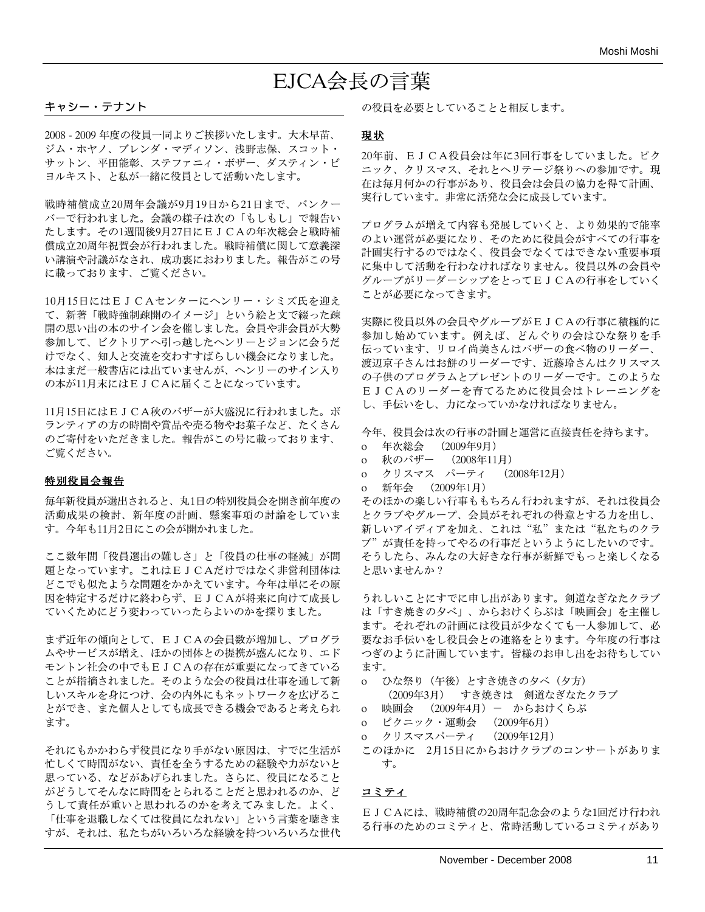# EJCA会長の言葉

キャシー・テナント

2008 - 2009 年度の役員一同よりご挨拶いたします。大木早苗、ジム・ホヤノ、ブレンダ・マディソン、浅野志保、スコット・サットン、平田能彰、ステファニィ・ボザー、ダスティン・ビヨルキスト、と私が一緒に役員として活動いたします。

戦時補償成立20周年会議が9月19日から21日まで、バンクーバーで行われました。会議の様子は次の「もしもし」で報告いたします。その1週間後9月27日にＥＪＣＡの年次総会と戦時補償成立20周年祝賀会が行われました。戦時補償に関して意義深い講演や討議がなされ、成功裏におわりました。報告がこの号に載っております、ご覧ください。

10月15日にはＥＪＣＡセンターにヘンリー・シミズ氏を迎えて、新著「戦時強制疎開のイメージ」という絵と文で綴った疎開の思い出の本のサイン会を催しました。会員や非会員が大勢参加して、ビクトリアへ引っ越したヘンリーとジョンに会うだけでなく、知人と交流を交わすすばらしい機会になりました。本はまだ一般書店には出ていませんが、ヘンリーのサイン入りの本が11月末にはＥＪＣＡに届くことになっています。

11月15日にはＥＪＣＡ秋のバザーが大盛況に行われました。ボランティアの方の時間や賞品や売る物やお菓子など、たくさんのご寄付をいただきました。報告がこの号に載っております、ご覧ください。

**特別役員会報告**

毎年新役員が選出されると、丸1日の特別役員会を開き前年度の活動成果の検討、新年度の計画、懸案事項の討論をしています。今年も11月2日にこの会が開かれました。

ここ数年間「役員選出の難しさ」と「役員の仕事の軽減」が問題となっています。これはＥＪＣＡだけではなく非営利団体はどこでも似たような問題をかかえています。今年は単にその原因を特定するだけに終わらず、ＥＪＣＡが将来に向けて成長していくためにどう変わっていったらよいのかを探りました。

まず近年の傾向として、ＥＪＣＡの会員数が増加し、プログラムやサービスが増え、ほかの団体との提携が盛んになり、エドモントン社会の中でもＥＪＣＡの存在が重要になってきていることが指摘されました。そのような会の役員は仕事を通して新しいスキルを身につけ、会の内外にもネットワークを広げることができ、また個人としても成長できる機会であると考えられます。

それにもかかわらず役員になり手がない原因は、すでに生活が忙しくて時間がない、責任を全うするための経験や力がないと思っている、などがあげられました。さらに、役員になることがどうしてそんなに時間をとられることだと思われるのか、どうして責任が重いと思われるのかを考えてみました。よく、「仕事を退職しなくては役員になれない」という言葉を聴きますが、それは、私たちがいろいろな経験を持ついろいろな世代の役員を必要としていることと相反します。

**現状**

20年前、ＥＪＣＡ役員会は年に3回行事をしていました。ピクニック、クリスマス、それとヘリテージ祭りへの参加です。現在は毎月何かの行事があり、役員会は会員の協力を得て計画、実行しています。非常に活発な会に成長しています。

プログラムが増えて内容も発展していくと、より効果的で能率のよい運営が必要になり、そのために役員会がすべての行事を計画実行するのではなく、役員会でなくてはできない重要事項に集中して活動を行わなければなりません。役員以外の会員やグループがリーダーシップをとってＥＪＣＡの行事をしていくことが必要になってきます。

実際に役員以外の会員やグループがＥＪＣＡの行事に積極的に参加し始めています。例えば、どんぐりの会はひな祭りを手伝っています、リロイ尚美さんはバザーの食べ物のリーダー、渡辺京子さんはお餅のリーダーです、近藤玲さんはクリスマスの子供のプログラムとプレゼントのリーダーです。このようなＥＪＣＡのリーダーを育てるために役員会はトレーニングをし、手伝いをし、力になっていかなければなりません。

今年、役員会は次の行事の計画と運営に直接責任を持ちます。

- 年次総会　(2009年9月)
- 秋のバザー　(2008年11月)
- クリスマス　パーティ　(2008年12月)
- 新年会　(2009年1月)

そのほかの楽しい行事ももちろん行われますが、それは役員会とクラブやグループ、会員がそれぞれの得意とする力を出し、新しいアイディアを加え、これは“私”または“私たちのクラブ”が責任を持ってやるの行事だというようにしたいのです。そうしたら、みんなの大好きな行事が新鮮でもっと楽しくなると思いませんか？

うれしいことにすでに申し出があります。剣道なぎなたクラブは「すき焼きの夕べ」、からおけくらぶは「映画会」を主催します。それぞれの計画には役員が少なくても一人参加して、必要なお手伝いをし役員会との連絡をとります。今年度の行事はつぎのように計画しています。皆様のお申し出をお待ちしています。

- ひな祭り（午後）とすき焼きの夕べ（夕方）　(2009年3月)　すき焼きは　剣道なぎなたクラブ
- 映画会　(2009年4月) ー　からおけくらぶ
- ピクニック・運動会　(2009年6月)
- クリスマスパーティ　(2009年12月)

このほかに　2月15日にからおけクラブのコンサートがあります。

**コミティ**

ＥＪＣＡには、戦時補償の20周年記念会のような1回だけ行われる行事のためのコミティと、常時活動しているコミティがあり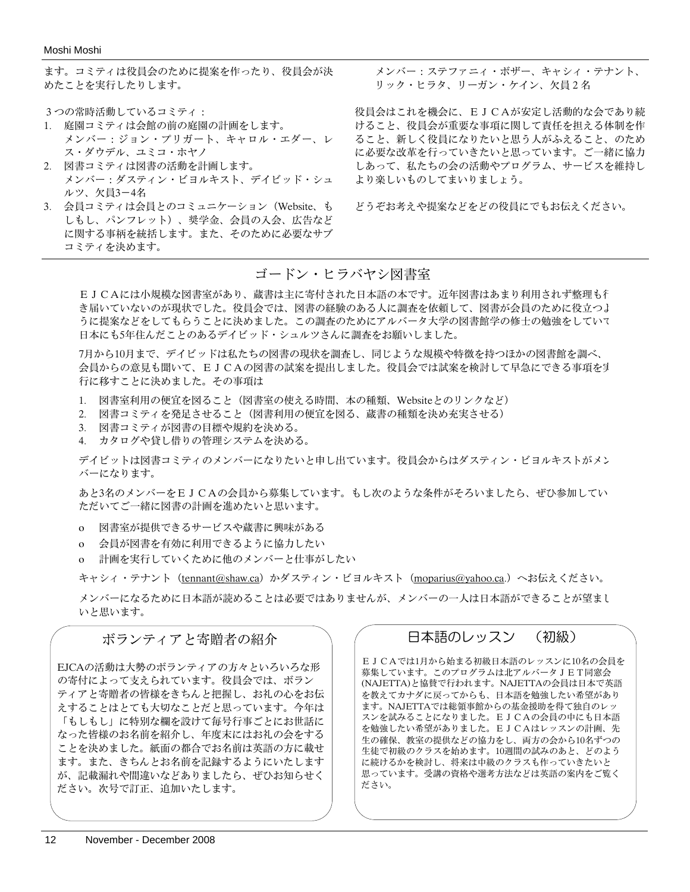ます。コミティは役員会のために提案を作ったり、役員会が決めたことを実行したりします。

３つの常時活動しているコミティ：

1. 庭園コミティは会館の前の庭園の計画をします。
   メンバー：ジョン・プリガート、キャロル・エダー、レス・ダウデル、ユミコ・ホヤノ
2. 図書コミティは図書の活動を計画します。
   メンバー：ダスティン・ビヨルキスト、デイビッド・シュルツ、欠員3ー4名
3. 会員コミティは会員とのコミュニケーション（Website、もしもし、パンフレット）、奨学金、会員の入会、広告などに関する事柄を統括します。また、そのために必要なサブコミティを決めます。
   メンバー：ステファニィ・ボザー、キャシィ・テナント、リック・ヒラタ、リーガン・ケイン、欠員２名

役員会はこれを機会に、ＥＪＣＡが安定し活動的な会であり続けること、役員会が重要な事項に関して責任を担える体制を作ること、新しく役員になりたいと思う人がふえること、のために必要な改革を行っていきたいと思っています。ご一緒に協力しあって、私たちの会の活動やプログラム、サービスを維持しより楽しいものしてまいりましょう。

どうぞお考えや提案などをどの役員にでもお伝えください。

## ゴードン・ヒラバヤシ図書室

ＥＪＣＡには小規模な図書室があり、蔵書は主に寄付された日本語の本です。近年図書はあまり利用されず整理も行き届いていないのが現状でした。役員会では、図書の経験のある人に調査を依頼して、図書が会員のために役立つように提案などをしてもらうことに決めました。この調査のためにアルバータ大学の図書館学の修士の勉強をしていて日本にも5年住んだことのあるデイビッド・シュルツさんに調査をお願いしました。

7月から10月まで、デイビッドは私たちの図書の現状を調査し、同じような規模や特徴を持つほかの図書館を調べ、会員からの意見も聞いて、ＥＪＣＡの図書の試案を提出しました。役員会では試案を検討して早急にできる事項を実行に移すことに決めました。その事項は

1. 図書室利用の便宜を図ること（図書室の使える時間、本の種類、Websiteとのリンクなど）
2. 図書コミティを発足させること（図書利用の便宜を図る、蔵書の種類を決め充実させる）
3. 図書コミティが図書の目標や規約を決める。
4. カタログや貸し借りの管理システムを決める。

デイビットは図書コミティのメンバーになりたいと申し出ています。役員会からはダスティン・ビヨルキストがメンバーになります。

あと3名のメンバーをＥＪＣＡの会員から募集しています。もし次のような条件がそろいましたら、ぜひ参加していただいてご一緒に図書の計画を進めたいと思います。

- 図書室が提供できるサービスや蔵書に興味がある
- 会員が図書を有効に利用できるように協力したい
- 計画を実行していくために他のメンバーと仕事がしたい

キャシィ・テナント（tennant@shaw.ca）かダスティン・ビヨルキスト（moparius@yahoo.ca.）へお伝えください。

メンバーになるために日本語が読めることは必要ではありませんが、メンバーの一人は日本語ができることが望ましいと思います。

## ボランティアと寄贈者の紹介

EJCAの活動は大勢のボランティアの方々といろいろな形の寄付によって支えられています。役員会では、ボランティアと寄贈者の皆様をきちんと把握し、お礼の心をお伝えすることはとても大切なことだと思っています。今年は「もしもし」に特別な欄を設けて毎号行事ごとにお世話になった皆様のお名前を紹介し、年度末にはお礼の会をすることを決めました。紙面の都合でお名前は英語の方に載せます。また、きちんとお名前を記録するようにいたしますが、記載漏れや間違いなどありましたら、ぜひお知らせください。次号で訂正、追加いたします。

## 日本語のレッスン　（初級）

ＥＪＣＡでは1月から始まる初級日本語のレッスンに10名の会員を募集しています。このプログラムは北アルバータＪＥＴ同窓会(NAJETTA)と協賛で行われます。NAJETTAの会員は日本で英語を教えてカナダに戻ってからも、日本語を勉強したい希望があります。NAJETTAでは総領事館からの基金援助を得て独自のレッスンを試みることになりました。ＥＪＣＡの会員の中にも日本語を勉強したい希望がありました。ＥＪＣＡはレッスンの計画、先生の確保、教室の提供などの協力をし、両方の会から10名ずつの生徒で初級のクラスを始めます。10週間の試みのあと、どのように続けるかを検討し、将来は中級のクラスも作っていきたいと思っています。受講の資格や選考方法などは英語の案内をご覧ください。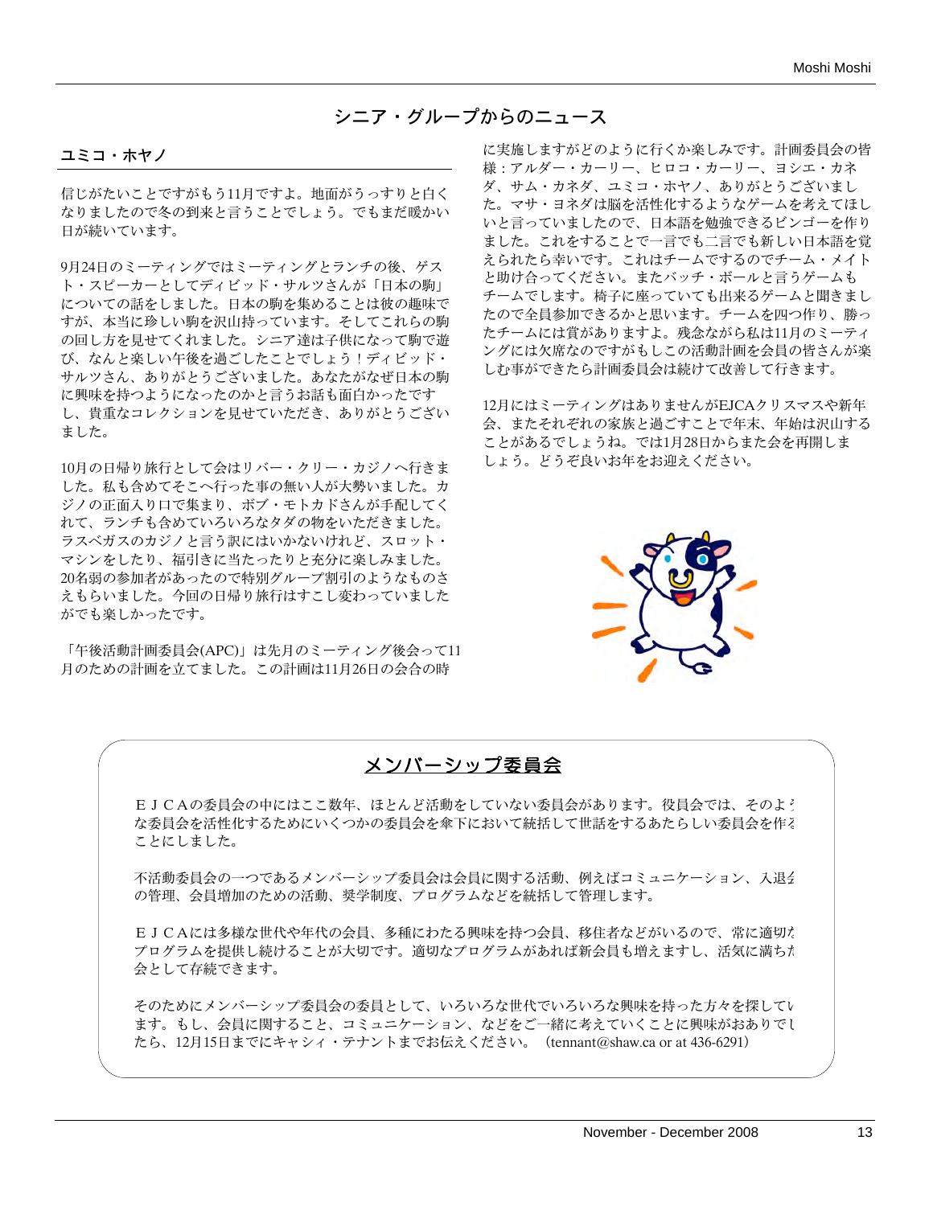# シニア・グループからのニュース

## ユミコ・ホヤノ

信じがたいことですがもう11月ですよ。地面がうっすりと白くなりましたので冬の到来と言うことでしょう。でもまだ暖かい日が続いています。

9月24日のミーティングではミーティングとランチの後、ゲスト・スピーカーとしてディビッド・サルツさんが「日本の駒」についての話をしました。日本の駒を集めることは彼の趣味ですが、本当に珍しい駒を沢山持っています。そしてこれらの駒の回し方を見せてくれました。シニア達は子供になって駒で遊び、なんと楽しい午後を過ごしたことでしょう！ディビッド・サルツさん、ありがとうございました。あなたがなぜ日本の駒に興味を持つようになったのかと言うお話も面白かったですし、貴重なコレクションを見せていただき、ありがとうございました。

10月の日帰り旅行として会はリバー・クリー・カジノへ行きました。私も含めてそこへ行った事の無い人が大勢いました。カジノの正面入り口で集まり、ボブ・モトカドさんが手配してくれて、ランチも含めていろいろなタダの物をいただきました。ラスベガスのカジノと言う訳にはいかないけれど、スロット・マシンをしたり、福引きに当たったりと充分に楽しみました。20名弱の参加者があったので特別グループ割引のようなものさえもらいました。今回の日帰り旅行はすこし変わっていましたがでも楽しかったです。

「午後活動計画委員会(APC)」は先月のミーティング後会って11月のための計画を立てました。この計画は11月26日の会合の時に実施しますがどのように行くか楽しみです。計画委員会の皆様：アルダー・カーリー、ヒロコ・カーリー、ヨシエ・カネダ、サム・カネダ、ユミコ・ホヤノ、ありがとうございました。マサ・ヨネダは脳を活性化するようなゲームを考えてほしいと言っていましたので、日本語を勉強できるビンゴーを作りました。これをすることで一言でも二言でも新しい日本語を覚えられたら幸いです。これはチームでするのでチーム・メイトと助け合ってください。またバッチ・ボールと言うゲームもチームでします。椅子に座っていても出来るゲームと聞きましたので全員参加できるかと思います。チームを四つ作り、勝ったチームには賞がありますよ。残念ながら私は11月のミーティングには欠席なのですがもしこの活動計画を会員の皆さんが楽しむ事ができたら計画委員会は続けて改善して行きます。

12月にはミーティングはありませんがEJCAクリスマスや新年会、またそれぞれの家族と過ごすことで年末、年始は沢山することがあるでしょうね。では1月28日からまた会を再開しましょう。どうぞ良いお年をお迎えください。

## メンバーシップ委員会

ＥＪＣＡの委員会の中にはここ数年、ほとんど活動をしていない委員会があります。役員会では、そのような委員会を活性化するためにいくつかの委員会を傘下において統括して世話をするあたらしい委員会を作ることにしました。

不活動委員会の一つであるメンバーシップ委員会は会員に関する活動、例えばコミュニケーション、入退会の管理、会員増加のための活動、奨学制度、プログラムなどを統括して管理します。

ＥＪＣＡには多様な世代や年代の会員、多種にわたる興味を持つ会員、移住者などがいるので、常に適切なプログラムを提供し続けることが大切です。適切なプログラムがあれば新会員も増えますし、活気に満ちた会として存続できます。

そのためにメンバーシップ委員会の委員として、いろいろな世代でいろいろな興味を持った方々を探しています。もし、会員に関すること、コミュニケーション、などをご一緒に考えていくことに興味がおありでしたら、12月15日までにキャシィ・テナントまでお伝えください。（tennant@shaw.ca or at 436-6291）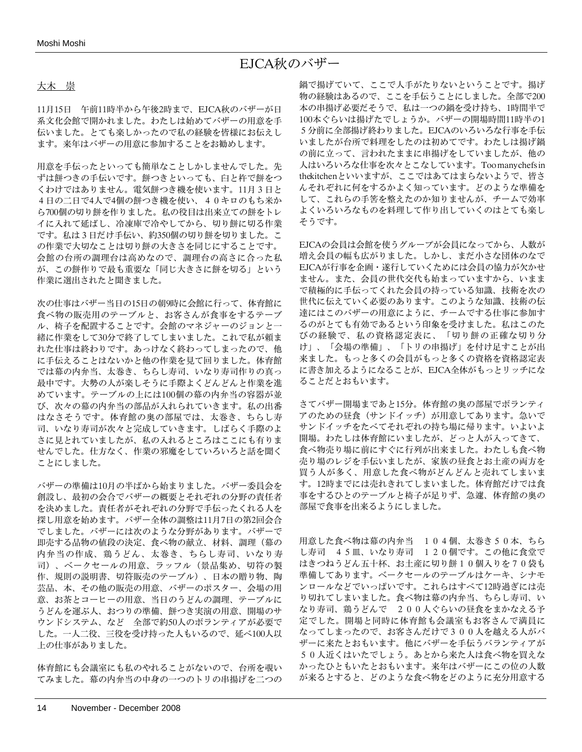# EJCA秋のバザー

大木　崇

11月15日　午前11時半から午後2時まで、EJCA秋のバザーが日系文化会館で開かれました。わたしは始めてバザーの用意を手伝いました。とても楽しかったので私の経験を皆様にお伝えします。来年はバザーの用意に参加することをお勧めします。

用意を手伝ったといっても簡単なことしかしませんでした。先ずは餅つきの手伝いです。餅つきといっても、臼と杵で餅をつくわけではありません。電気餅つき機を使います。11月３日と４日の二日で4人で4個の餅つき機を使い、４０キロのもち米から700個の切り餅を作りました。私の役目は出来立ての餅をトレイに入れて延ばし、冷凍庫で冷やしてから、切り餅に切る作業です。私は３日だけ手伝い、約350個の切り餅を切りました。この作業で大切なことは切り餅の大きさを同じにすることです。会館の台所の調理台は高めなので、調理台の高さに合った私が、この餅作りで最も重要な「同じ大きさに餅を切る」という作業に選出されたと聞きました。

次の仕事はバザー当日の15日の朝9時に会館に行って、体育館に食べ物の販売用のテーブルと、お客さんが食事をするテーブル、椅子を配置することです。会館のマネジャーのジョンと一緒に作業をして30分で終了してしまいました。これで私が頼まれた仕事は終わりです。あっけなく終わってしまったので、他に手伝えることはないかと他の作業を見て回りました。体育館では幕の内弁当、太巻き、ちらし寿司、いなり寿司作りの真っ最中です。大勢の人が楽しそうに手際よくどんどんと作業を進めています。テーブルの上には100個の幕の内弁当の容器が並び、次々の幕の内弁当の部品が入れられていきます。私の出番はなさそうです。体育館の奥の部屋では、太巻き、ちらし寿司、いなり寿司が次々と完成していきます。しばらく手際のよさに見とれていましたが、私の入れるところはここにも有りませんでした。仕方なく、作業の邪魔をしていろいろと話を聞くことにしました。

バザーの準備は10月の半ばから始まりました。バザー委員会を創設し、最初の会合でバザーの概要とそれぞれの分野の責任者を決めました。責任者がそれぞれの分野で手伝ったくれる人を探し用意を始めます。バザー全体の調整は11月7日の第2回会合でしました。バザーには次のような分野があります。バザーで即売する品物の値段の決定、食べ物の献立、材料、調理（幕の内弁当の作成、鶏うどん、太巻き、ちらし寿司、いなり寿司）、ベークセールの用意、ラッフル（景品集め、切符の製作、規則の説明書、切符販売のテーブル）、日本の贈り物、陶芸品、本、その他の販売の用意、バザーのポスター、会場の用意、お茶とコーヒーの用意、当日のうどんの調理、テーブルにうどんを運ぶ人、おつりの準備、餅つき実演の用意、開場のサウンドシステム、など　全部で約50人のボランティアが必要でした。一人二役、三役を受け持った人もいるので、延べ100人以上の仕事がありました。

体育館にも会議室にも私のやれることがないので、台所を覗いてみました。幕の内弁当の中身の一つのトリの串揚げを二つの鍋で揚げていて、ここで人手がたりないということです。揚げ物の経験はあるので、ここを手伝うことにしました。全部で200本の串揚げ必要だそうで、私は一つの鍋を受け持ち、1時間半で100本ぐらいは揚げたでしょうか。バザーの開場時間11時半の1５分前に全部揚げ終わりました。EJCAのいろいろな行事を手伝いましたが台所で料理をしたのは初めてです。わたしは揚げ鍋の前に立って、言われたままに串揚げをしていましたが、他の人はいろいろな仕事を次々とこなしています。Too many chefs in the kitchenといいますが、ここではあてはまらないようで、皆さんそれぞれに何をするかよく知っています。どのような準備をして、これらの手筈を整えたのか知りませんが、チームで効率よくいろいろなものを料理して作り出していくのはとても楽しそうです。

EJCAの会員は会館を使うグループが会員になってから、人数が増え会員の幅も広がりました。しかし、まだ小さな団体のなでEJCAが行事を企画・遂行していくためには会員の協力が欠かせません。また、会員の世代交代も始まっていますから、いままで積極的に手伝ってくれた会員の持っている知識、技術を次の世代に伝えていく必要のあります。このような知識、技術の伝達にはこのバザーの用意にように、チームでする仕事に参加するのがとても有効であるという印象を受けました。私はこのたびの経験で、私の資格認定表に、「切り餅の正確な切り分け」、「会場の準備」、「トリの串揚げ」を付け足すことが出来ました。もっと多くの会員がもっと多くの資格を資格認定表に書き加えるようになることが、EJCA全体がもっとリッチになることだとおもいます。

さてバザー開場まであと15分。体育館の奥の部屋でボランティアのための昼食（サンドイッチ）が用意してあります。急いでサンドイッチをたべてそれぞれの持ち場に帰ります。いよいよ開場。わたしは体育館にいましたが、どっと人が入ってきて、食べ物売り場に前にすぐに行列が出来ました。わたしも食べ物売り場のレジを手伝いましたが、家族の昼食とお土産の両方を買う人が多く、用意した食べ物がどんどんと売れてしまいます。12時までには売れきれてしまいました。体育館だけでは食事をするひとのテーブルと椅子が足りず、急遽、体育館の奥の部屋で食事を出来るようにしました。

用意した食べ物は幕の内弁当　１０４個、太巻き５０本、ちらし寿司　４５皿、いなり寿司　１２０個です。この他に食堂ではきつねうどん五十杯、お土産に切り餅１０個入りを７０袋も準備してあります。ベークセールのテーブルはケーキ、シナモンロールなどでいっぱいです。これらはすべて12時過ぎには売り切れてしまいました。食べ物は幕の内弁当、ちらし寿司、いなり寿司、鶏うどんで　２００人ぐらいの昼食をまかなえる予定でした。開場と同時に体育館も会議室もお客さんで満員になってしまったので、お客さんだけで３００人を越える人がバザーに来たとおもいます。他にバザーを手伝うバランティアが５０人近くはいたでしょう。あとから来た人は食べ物を買えなかったひともいたとおもいます。来年はバザーにこの位の人数が来るとすると、どのような食べ物をどのように充分用意する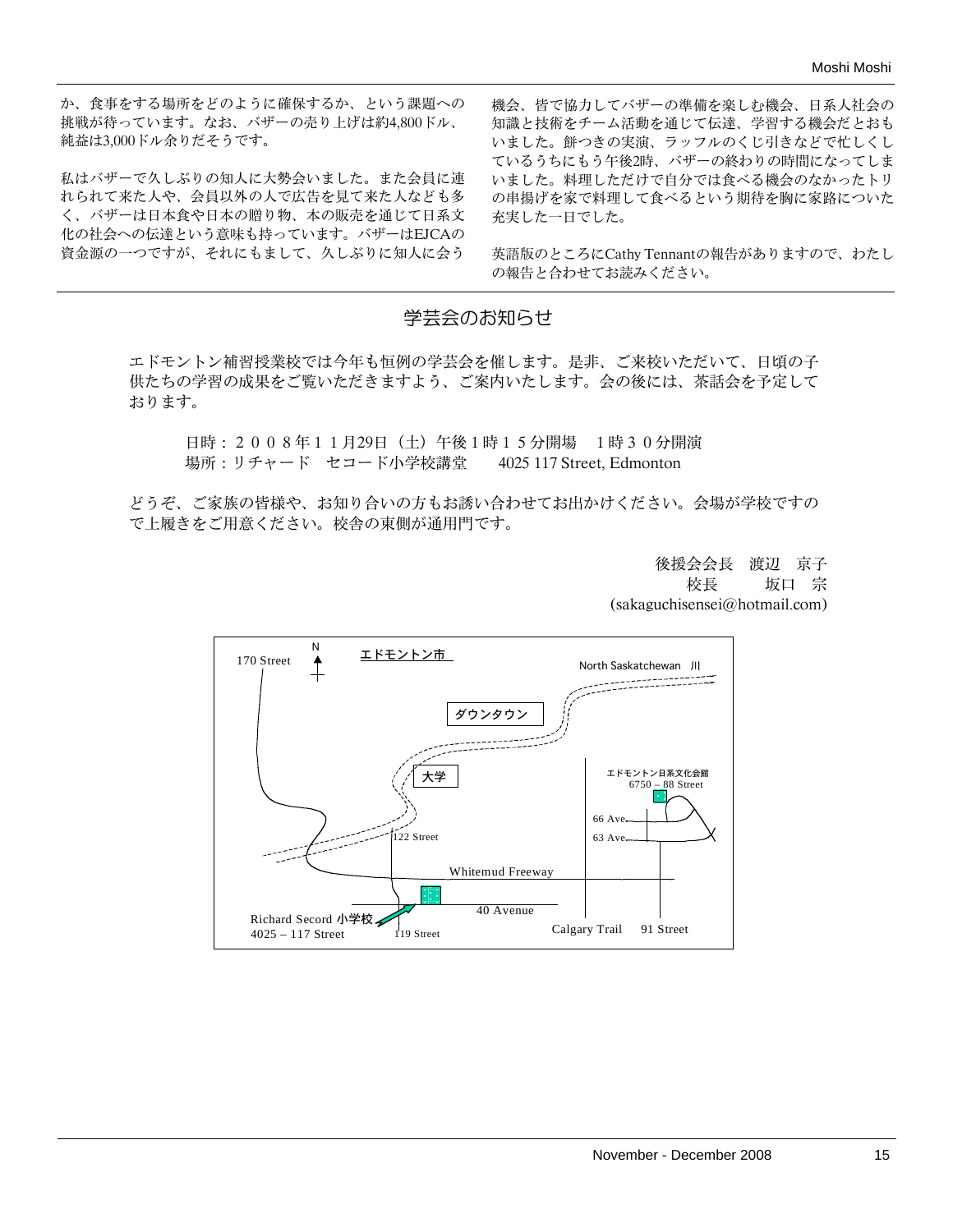か、食事をする場所をどのように確保するか、という課題への挑戦が待っています。なお、バザーの売り上げは約4,800ドル、純益は3,000ドル余りだそうです。

私はバザーで久しぶりの知人に大勢会いました。また会員に連れられて来た人や、会員以外の人で広告を見て来た人なども多く、バザーは日本食や日本の贈り物、本の販売を通じて日系文化の社会への伝達という意味も持っています。バザーはEJCAの資金源の一つですが、それにもまして、久しぶりに知人に会う機会、皆で協力してバザーの準備を楽しむ機会、日系人社会の知識と技術をチーム活動を通じて伝達、学習する機会だとおもいました。餅つきの実演、ラッフルのくじ引きなどで忙しくしているうちにもう午後2時、バザーの終わりの時間になってしまいました。料理しただけで自分では食べる機会のなかったトリの串揚げを家で料理して食べるという期待を胸に家路についた充実した一日でした。

英語版のところにCathy Tennantの報告がありますので、わたしの報告と合わせてお読みください。

## 学芸会のお知らせ

エドモントン補習授業校では今年も恒例の学芸会を催します。是非、ご来校いただいて、日頃の子供たちの学習の成果をご覧いただきますよう、ご案内いたします。会の後には、茶話会を予定しております。

日時：２００８年１１月29日（土）午後１時１５分開場　１時３０分開演
場所：リチャード　セコード小学校講堂　　4025 117 Street, Edmonton

どうぞ、ご家族の皆様や、お知り合いの方もお誘い合わせてお出かけください。会場が学校ですので上履きをご用意ください。校舎の東側が通用門です。

後援会会長　渡辺　京子
校長　　坂口　宗
(sakaguchisensei@hotmail.com)

エドモントン市

170 Street　N　North Saskatchewan 川　ダウンタウン　大学　エドモントン日系文化会館 6750 – 88 Street　66 Ave.　63 Ave.　122 Street　Whitemud Freeway　40 Avenue　Richard Secord 小学校 4025 – 117 Street　119 Street　Calgary Trail　91 Street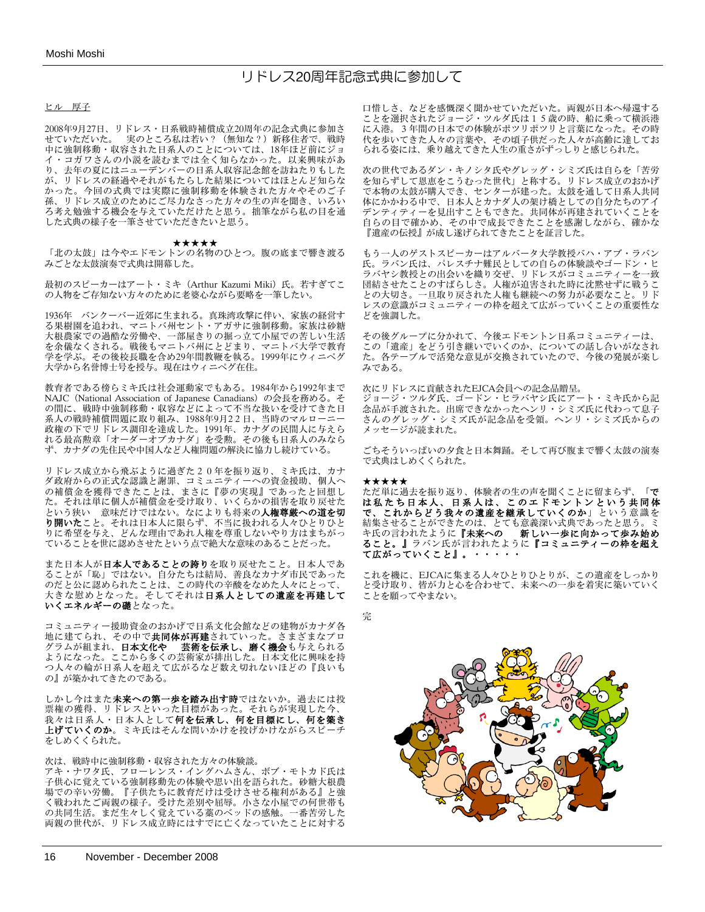# リドレス20周年記念式典に参加して

ヒル　厚子

2008年9月27日、リドレス・日系戦時補償成立20周年の記念式典に参加させていただいた。　実のところ私は若い？（無知な？）新移住者で、戦時中に強制移動・収容された日系人のことについては、18年ほど前にジョイ・コガワさんの小説を読むまでは全く知らなかった。以来興味があり、去年の夏にはニューデンバーの日系人収容記念館を訪ねたりもしたが、リドレスの経過やそれがもたらした結果についてはほとんど知らなかった。今回の式典では実際に強制移動を体験された方々やそのご子孫、リドレス成立のためにご尽力なさった方々の生の声を聞き、いろいろ考え勉強する機会を与えていただけたと思う。拙筆ながら私の目を通した式典の様子を一筆させていただきたいと思う。

★★★★★

「北の太鼓」は今やエドモントンの名物のひとつ。腹の底まで響き渡るみごとな太鼓演奏で式典は開幕した。

最初のスピーカーはアート・ミキ（Arthur Kazumi Miki）氏。若すぎてこの人物をご存知ない方々のために老婆心ながら要略を一筆したい。

1936年　バンクーバー近郊に生まれる。真珠湾攻撃に伴い、家族の経営する果樹園を追われ、マニトバ州セント・アガサに強制移動。家族は砂糖大根農家での過酷な労働や、一部屋きりの掘っ立て小屋での苦しい生活を余儀なくされる。戦後もマニトバ州にとどまり、マニトバ大学で教育学を学ぶ。その後校長職を含め29年間教鞭を執る。1999年にウィニペグ大学から名誉博士号を授与。現在はウィニペグ在住。

教育者である傍らミキ氏は社会運動家でもある。1984年から1992年までNAJC（National Association of Japanese Canadians）の会長を務める。その間に、戦時中強制移動・収容などによって不当な扱いを受けてきた日系人の戦時補償問題に取り組み、1988年9月22日、当時のマルローニー政権の下でリドレス調印を達成した。1991年、カナダの民間人に与えられる最高勲章「オーダーオブカナダ」を受勲。その後も日系人のみならず、カナダの先住民や中国人など人権問題の解決に協力し続けている。

リドレス成立から飛ぶように過ぎた２０年を振り返り、ミキ氏は、カナダ政府からの正式な認識と謝罪、コミュニティーへの資金援助、個人への補償金を獲得できたことは、まさに『夢の実現』であったと回想した。それは単に個人が補償金を受け取り、いくらかの損害を取り戻せたという狭い　意味だけではない。なによりも将来の**人権尊厳への道を切り開いた**こと。それは日本人に限らず、不当に扱われる人々ひとりひとりに希望を与え、どんな理由であれ人権を尊重しないやり方はまちがっていることを世に認めさせたという点で絶大な意味のあることだった。

また日本人が**日本人であることの誇り**を取り戻せたこと。日本人であることが「恥」ではない。自分たちは結局、善良なカナダ市民であったのだと公に認められたことは、この時代の辛酸をなめた人々にとって、大きな慰めとなった。そしてそれは**日系人としての遺産を再建していくエネルギーの礎**となった。

コミュニティー援助資金のおかげで日系文化会館などの建物がカナダ各地に建てられ、その中で**共同体が再建**されていった。さまざまなプログラムが組まれ、**日本文化や　芸術を伝承し、磨く機会**も与えられるようになった。ここから多くの芸術家が排出した。日本文化に興味を持つ人々の輪が日系人を超えて広がるなど数え切れないほどの『良いもの』が築かれてきたのである。

しかし今はまた**未来への第一歩を踏み出す時**ではないか。過去には投票権の獲得、リドレスといった目標があった。それらが実現した今、我々は日系人・日本人として**何を伝承し、何を目標にし、何を築き上げていくのか**。ミキ氏はそんな問いかけを投げかけながらスピーチをしめくくられた。

次は、戦時中に強制移動・収容された方々の体験談。

アキ・ナワタ氏、フローレンス・イングハムさん、ボブ・モトカド氏は子供心に覚えている強制移動先の体験や思い出を語られた。砂糖大根農場での辛い労働。『子供たちに教育だけは受けさせる権利がある』と強く戦われたご両親の様子。受けた差別や屈辱。小さな小屋での何世帯もの共同生活。まだ生々しく覚えている藁のベッドの感触。一番苦労した両親の世代が、リドレス成立時にはすでに亡くなっていたことに対する口惜しさ、などを感慨深く聞かせていただいた。両親が日本へ帰還することを選択されたジョージ・ツルダ氏は１５歳の時、船に乗って横浜港に入港。３年間の日本での体験がポツリポツリと言葉になった。その時代を歩いてきた人々の言葉や、その頃子供だった人々が高齢に達しておられる姿には、乗り越えてきた人生の重さがずっしりと感じられた。

次の世代であるダン・キノシタ氏やグレッグ・シミズ氏は自らを「苦労を知らずして恩恵をこうむった世代」と称する。リドレス成立のおかげで本物の太鼓が購入でき、センターが建った。太鼓を通して日系人共同体にかかわる中で、日本人とカナダ人の架け橋としての自分たちのアイデンティティーを見出すこともできた。共同体が再建されていくことを自らの目で確かめ、その中で成長できたことを感謝しながら、確かな『遺産の伝授』が成し遂げられてきたことを証言した。

もう一人のゲストスピーカーはアルバータ大学教授バハ・アブ・ラバン氏。ラバン氏は、パレスチナ難民としての自らの体験談やゴードン・ヒラバヤシ教授との出会いを織り交ぜ、リドレスがコミュニティーを一致団結させたことのすばらしさ。人権が迫害された時に沈黙せずに戦うことの大切さ。一旦取り戻された人権も継続への努力が必要なこと。リドレスの意識がコミュニティーの枠を超えて広がっていくことの重要性などを強調した。

その後グループに分かれて、今後エドモントン日系コミュニティーは、この「遺産」をどう引き継いでいくのか、についての話し合いがなされた。各テーブルで活発な意見が交換されていたので、今後の発展が楽しみである。

次にリドレスに貢献されたEJCA会員への記念品贈呈。
ジョージ・ツルダ氏、ゴードン・ヒラバヤシ氏にアート・ミキ氏から記念品が手渡された。出席できなかったヘンリ・シミズ氏に代わって息子さんのグレッグ・シミズ氏が記念品を受領。ヘンリ・シミズ氏からのメッセージが読まれた。

ごちそういっぱいの夕食と日本舞踊。そして再び腹まで響く太鼓の演奏で式典はしめくくられた。

★★★★★

ただ単に過去を振り返り、体験者の生の声を聞くことに留まらず、「**では私たち日本人、日系人は、このエドモントンという共同体で、これからどう我々の遺産を継承していくのか**」という意識を結集させることができたのは、とても意義深い式典であったと思う。ミキ氏の言われたように『**未来への　新しい一歩に向かって歩み始めること。**』ラバン氏が言われたように『**コミュニティーの枠を超えて広がっていくこと**』。・・・・・

これを機に、EJCAに集まる人々ひとりひとりが、この遺産をしっかりと受け取り、皆が力と心を合わせて、未来への一歩を着実に築いていくことを願ってやまない。

完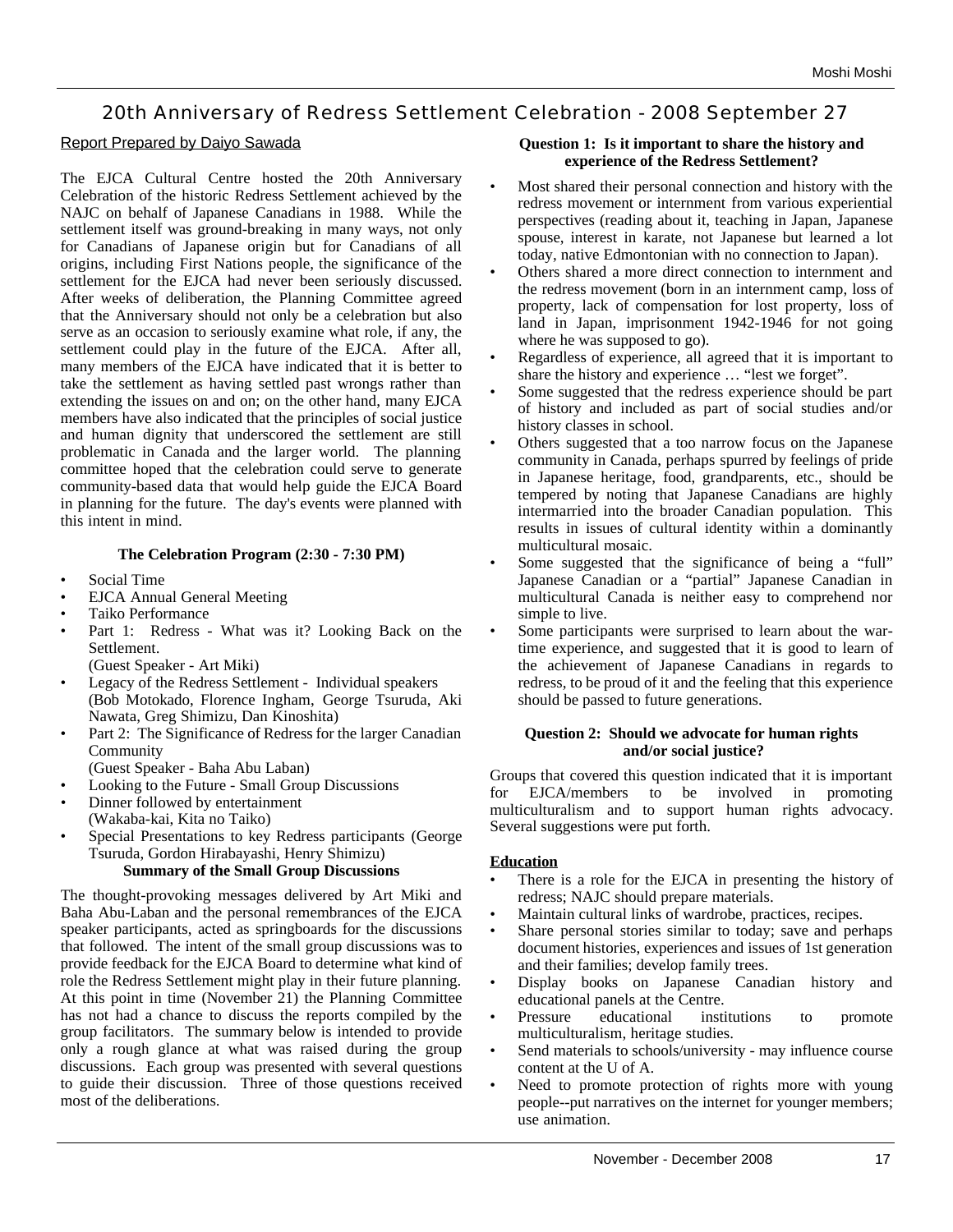# 20th Anniversary of Redress Settlement Celebration - 2008 September 27

Report Prepared by Daiyo Sawada

The EJCA Cultural Centre hosted the 20th Anniversary Celebration of the historic Redress Settlement achieved by the NAJC on behalf of Japanese Canadians in 1988. While the settlement itself was ground-breaking in many ways, not only for Canadians of Japanese origin but for Canadians of all origins, including First Nations people, the significance of the settlement for the EJCA had never been seriously discussed. After weeks of deliberation, the Planning Committee agreed that the Anniversary should not only be a celebration but also serve as an occasion to seriously examine what role, if any, the settlement could play in the future of the EJCA. After all, many members of the EJCA have indicated that it is better to take the settlement as having settled past wrongs rather than extending the issues on and on; on the other hand, many EJCA members have also indicated that the principles of social justice and human dignity that underscored the settlement are still problematic in Canada and the larger world. The planning committee hoped that the celebration could serve to generate community-based data that would help guide the EJCA Board in planning for the future. The day's events were planned with this intent in mind.

### The Celebration Program (2:30 - 7:30 PM)

- Social Time
- EJCA Annual General Meeting
- Taiko Performance
- Part 1: Redress - What was it? Looking Back on the Settlement.
  (Guest Speaker - Art Miki)
- Legacy of the Redress Settlement - Individual speakers (Bob Motokado, Florence Ingham, George Tsuruda, Aki Nawata, Greg Shimizu, Dan Kinoshita)
- Part 2: The Significance of Redress for the larger Canadian Community
  (Guest Speaker - Baha Abu Laban)
- Looking to the Future - Small Group Discussions
- Dinner followed by entertainment
  (Wakaba-kai, Kita no Taiko)
- Special Presentations to key Redress participants (George Tsuruda, Gordon Hirabayashi, Henry Shimizu)

### Summary of the Small Group Discussions

The thought-provoking messages delivered by Art Miki and Baha Abu-Laban and the personal remembrances of the EJCA speaker participants, acted as springboards for the discussions that followed. The intent of the small group discussions was to provide feedback for the EJCA Board to determine what kind of role the Redress Settlement might play in their future planning. At this point in time (November 21) the Planning Committee has not had a chance to discuss the reports compiled by the group facilitators. The summary below is intended to provide only a rough glance at what was raised during the group discussions. Each group was presented with several questions to guide their discussion. Three of those questions received most of the deliberations.

### Question 1: Is it important to share the history and experience of the Redress Settlement?

- Most shared their personal connection and history with the redress movement or internment from various experiential perspectives (reading about it, teaching in Japan, Japanese spouse, interest in karate, not Japanese but learned a lot today, native Edmontonian with no connection to Japan).
- Others shared a more direct connection to internment and the redress movement (born in an internment camp, loss of property, lack of compensation for lost property, loss of land in Japan, imprisonment 1942-1946 for not going where he was supposed to go).
- Regardless of experience, all agreed that it is important to share the history and experience … "lest we forget".
- Some suggested that the redress experience should be part of history and included as part of social studies and/or history classes in school.
- Others suggested that a too narrow focus on the Japanese community in Canada, perhaps spurred by feelings of pride in Japanese heritage, food, grandparents, etc., should be tempered by noting that Japanese Canadians are highly intermarried into the broader Canadian population. This results in issues of cultural identity within a dominantly multicultural mosaic.
- Some suggested that the significance of being a "full" Japanese Canadian or a "partial" Japanese Canadian in multicultural Canada is neither easy to comprehend nor simple to live.
- Some participants were surprised to learn about the war-time experience, and suggested that it is good to learn of the achievement of Japanese Canadians in regards to redress, to be proud of it and the feeling that this experience should be passed to future generations.

### Question 2: Should we advocate for human rights and/or social justice?

Groups that covered this question indicated that it is important for EJCA/members to be involved in promoting multiculturalism and to support human rights advocacy. Several suggestions were put forth.

**Education**

- There is a role for the EJCA in presenting the history of redress; NAJC should prepare materials.
- Maintain cultural links of wardrobe, practices, recipes.
- Share personal stories similar to today; save and perhaps document histories, experiences and issues of 1st generation and their families; develop family trees.
- Display books on Japanese Canadian history and educational panels at the Centre.
- Pressure educational institutions to promote multiculturalism, heritage studies.
- Send materials to schools/university - may influence course content at the U of A.
- Need to promote protection of rights more with young people--put narratives on the internet for younger members; use animation.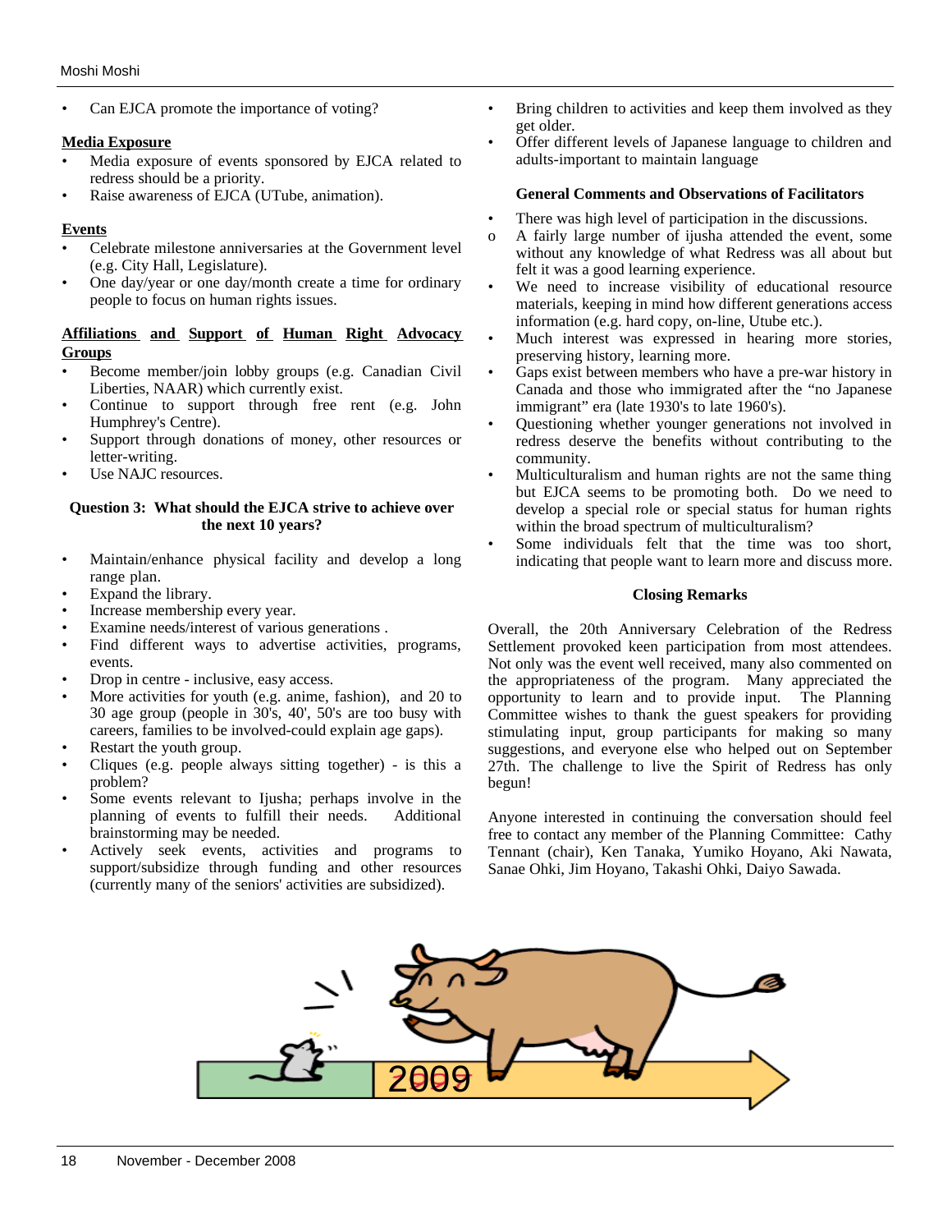- Can EJCA promote the importance of voting?

**Media Exposure**

- Media exposure of events sponsored by EJCA related to redress should be a priority.
- Raise awareness of EJCA (UTube, animation).

**Events**

- Celebrate milestone anniversaries at the Government level (e.g. City Hall, Legislature).
- One day/year or one day/month create a time for ordinary people to focus on human rights issues.

**Affiliations and Support of Human Right Advocacy Groups**

- Become member/join lobby groups (e.g. Canadian Civil Liberties, NAAR) which currently exist.
- Continue to support through free rent (e.g. John Humphrey's Centre).
- Support through donations of money, other resources or letter-writing.
- Use NAJC resources.

**Question 3: What should the EJCA strive to achieve over the next 10 years?**

- Maintain/enhance physical facility and develop a long range plan.
- Expand the library.
- Increase membership every year.
- Examine needs/interest of various generations .
- Find different ways to advertise activities, programs, events.
- Drop in centre - inclusive, easy access.
- More activities for youth (e.g. anime, fashion), and 20 to 30 age group (people in 30's, 40', 50's are too busy with careers, families to be involved-could explain age gaps).
- Restart the youth group.
- Cliques (e.g. people always sitting together) - is this a problem?
- Some events relevant to Ijusha; perhaps involve in the planning of events to fulfill their needs. Additional brainstorming may be needed.
- Actively seek events, activities and programs to support/subsidize through funding and other resources (currently many of the seniors' activities are subsidized).
- Bring children to activities and keep them involved as they get older.
- Offer different levels of Japanese language to children and adults-important to maintain language

**General Comments and Observations of Facilitators**

- There was high level of participation in the discussions.
  - A fairly large number of ijusha attended the event, some without any knowledge of what Redress was all about but felt it was a good learning experience.
- We need to increase visibility of educational resource materials, keeping in mind how different generations access information (e.g. hard copy, on-line, Utube etc.).
- Much interest was expressed in hearing more stories, preserving history, learning more.
- Gaps exist between members who have a pre-war history in Canada and those who immigrated after the "no Japanese immigrant" era (late 1930's to late 1960's).
- Questioning whether younger generations not involved in redress deserve the benefits without contributing to the community.
- Multiculturalism and human rights are not the same thing but EJCA seems to be promoting both. Do we need to develop a special role or special status for human rights within the broad spectrum of multiculturalism?
- Some individuals felt that the time was too short, indicating that people want to learn more and discuss more.

**Closing Remarks**

Overall, the 20th Anniversary Celebration of the Redress Settlement provoked keen participation from most attendees. Not only was the event well received, many also commented on the appropriateness of the program. Many appreciated the opportunity to learn and to provide input. The Planning Committee wishes to thank the guest speakers for providing stimulating input, group participants for making so many suggestions, and everyone else who helped out on September 27th. The challenge to live the Spirit of Redress has only begun!

Anyone interested in continuing the conversation should feel free to contact any member of the Planning Committee: Cathy Tennant (chair), Ken Tanaka, Yumiko Hoyano, Aki Nawata, Sanae Ohki, Jim Hoyano, Takashi Ohki, Daiyo Sawada.

2009